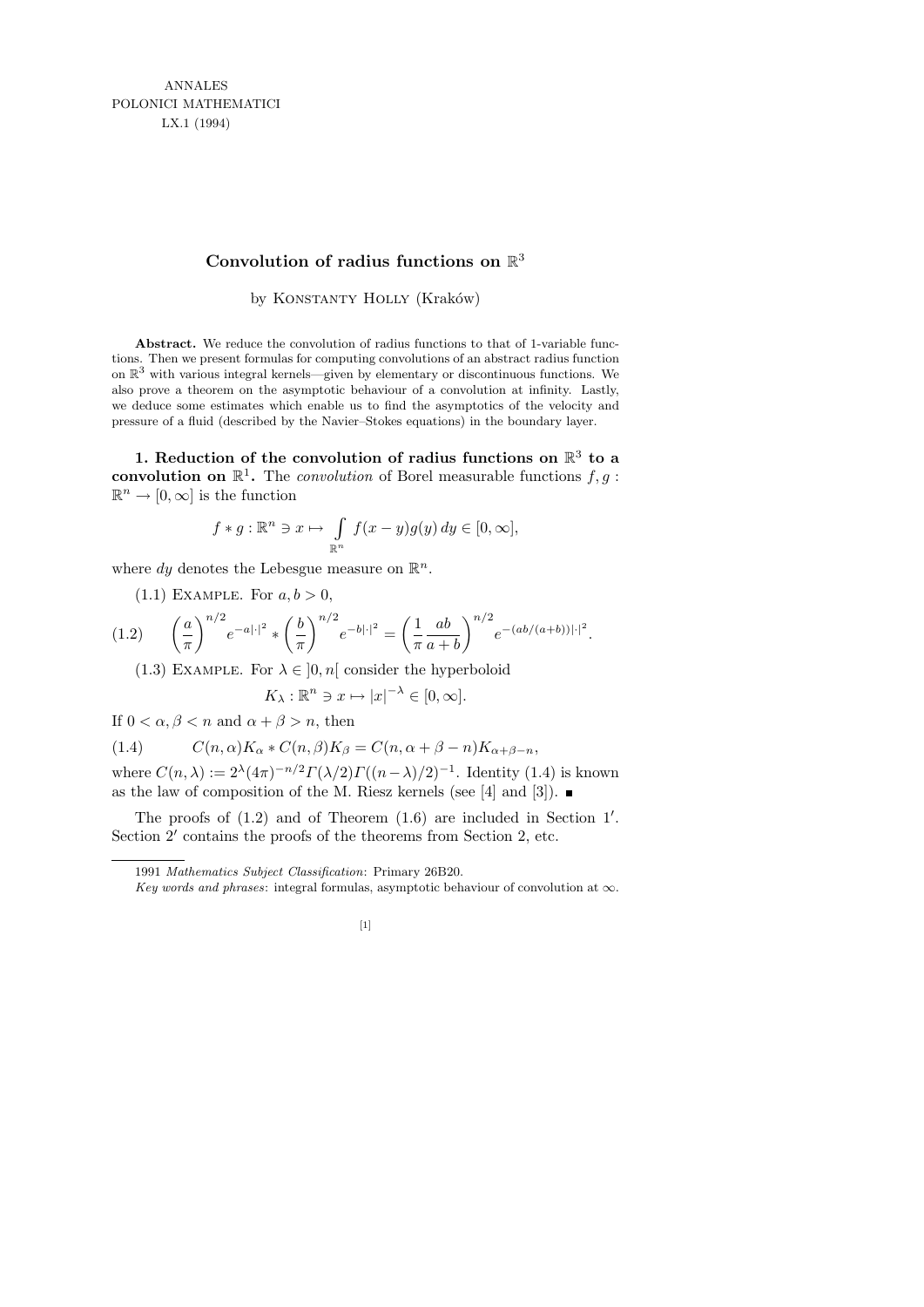ANNALES
POLONICI MATHEMATICI
LX.1 (1994)

# Convolution of radius functions on $\mathbb{R}^3$

by Konstanty Holly (Kraków)

**Abstract.** We reduce the convolution of radius functions to that of 1-variable functions. Then we present formulas for computing convolutions of an abstract radius function on $\mathbb{R}^3$ with various integral kernels—given by elementary or discontinuous functions. We also prove a theorem on the asymptotic behaviour of a convolution at infinity. Lastly, we deduce some estimates which enable us to find the asymptotics of the velocity and pressure of a fluid (described by the Navier–Stokes equations) in the boundary layer.

**1. Reduction of the convolution of radius functions on $\mathbb{R}^3$ to a convolution on $\mathbb{R}^1$.** The *convolution* of Borel measurable functions $f, g : \mathbb{R}^n \to [0, \infty]$ is the function

$$f * g : \mathbb{R}^n \ni x \mapsto \int_{\mathbb{R}^n} f(x-y)g(y)\,dy \in [0, \infty],$$

where $dy$ denotes the Lebesgue measure on $\mathbb{R}^n$.

(1.1) Example. For $a, b > 0$,

$$\left(\frac{a}{\pi}\right)^{n/2} e^{-a|\cdot|^2} * \left(\frac{b}{\pi}\right)^{n/2} e^{-b|\cdot|^2} = \left(\frac{1}{\pi}\frac{ab}{a+b}\right)^{n/2} e^{-(ab/(a+b))|\cdot|^2}. \tag{1.2}$$

(1.3) Example. For $\lambda \in ]0, n[$ consider the hyperboloid

$$K_\lambda : \mathbb{R}^n \ni x \mapsto |x|^{-\lambda} \in [0, \infty].$$

If $0 < \alpha, \beta < n$ and $\alpha + \beta > n$, then

$$C(n, \alpha)K_\alpha * C(n, \beta)K_\beta = C(n, \alpha + \beta - n)K_{\alpha+\beta-n}, \tag{1.4}$$

where $C(n, \lambda) := 2^\lambda (4\pi)^{-n/2}\Gamma(\lambda/2)\Gamma((n-\lambda)/2)^{-1}$. Identity (1.4) is known as the law of composition of the M. Riesz kernels (see [4] and [3]). ∎

The proofs of (1.2) and of Theorem (1.6) are included in Section 1′. Section 2′ contains the proofs of the theorems from Section 2, etc.

---

1991 *Mathematics Subject Classification*: Primary 26B20.

*Key words and phrases*: integral formulas, asymptotic behaviour of convolution at $\infty$.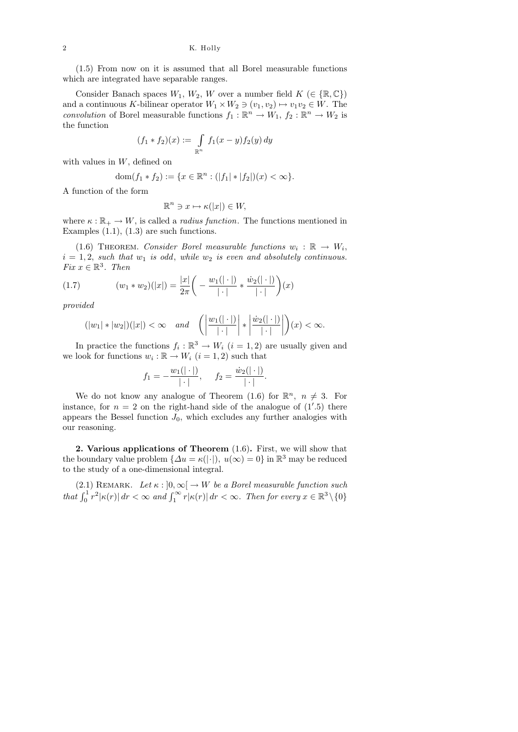(1.5) From now on it is assumed that all Borel measurable functions which are integrated have separable ranges.

Consider Banach spaces $W_1$, $W_2$, $W$ over a number field $K$ ($\in \{\mathbb{R}, \mathbb{C}\}$) and a continuous $K$-bilinear operator $W_1 \times W_2 \ni (v_1, v_2) \mapsto v_1 v_2 \in W$. The *convolution* of Borel measurable functions $f_1 : \mathbb{R}^n \to W_1$, $f_2 : \mathbb{R}^n \to W_2$ is the function

$$(f_1 * f_2)(x) := \int\limits_{\mathbb{R}^n} f_1(x-y) f_2(y)\, dy$$

with values in $W$, defined on

$$\operatorname{dom}(f_1 * f_2) := \{x \in \mathbb{R}^n : (|f_1| * |f_2|)(x) < \infty\}.$$

A function of the form

$$\mathbb{R}^n \ni x \mapsto \kappa(|x|) \in W,$$

where $\kappa : \mathbb{R}_+ \to W$, is called a *radius function*. The functions mentioned in Examples (1.1), (1.3) are such functions.

(1.6) Theorem. *Consider Borel measurable functions $w_i : \mathbb{R} \to W_i$, $i = 1, 2$, such that $w_1$ is odd, while $w_2$ is even and absolutely continuous. Fix $x \in \mathbb{R}^3$. Then*

$$(w_1 * w_2)(|x|) = \frac{|x|}{2\pi}\bigg( -\frac{w_1(|\cdot|)}{|\cdot|} * \frac{\dot{w}_2(|\cdot|)}{|\cdot|}\bigg)(x) \tag{1.7}$$

*provided*

$$(|w_1| * |w_2|)(|x|) < \infty \quad \textit{and} \quad \bigg(\bigg|\frac{w_1(|\cdot|)}{|\cdot|}\bigg| * \bigg|\frac{\dot{w}_2(|\cdot|)}{|\cdot|}\bigg|\bigg)(x) < \infty.$$

In practice the functions $f_i : \mathbb{R}^3 \to W_i$ ($i = 1, 2$) are usually given and we look for functions $w_i : \mathbb{R} \to W_i$ ($i = 1, 2$) such that

$$f_1 = -\frac{w_1(|\cdot|)}{|\cdot|}, \qquad f_2 = \frac{\dot{w}_2(|\cdot|)}{|\cdot|}.$$

We do not know any analogue of Theorem (1.6) for $\mathbb{R}^n$, $n \neq 3$. For instance, for $n = 2$ on the right-hand side of the analogue of $(1'.5)$ there appears the Bessel function $J_0$, which excludes any further analogies with our reasoning.

**2. Various applications of Theorem** (1.6)**.** First, we will show that the boundary value problem $\{\Delta u = \kappa(|\cdot|),\ u(\infty) = 0\}$ in $\mathbb{R}^3$ may be reduced to the study of a one-dimensional integral.

(2.1) Remark. *Let $\kappa : ]0, \infty[ \to W$ be a Borel measurable function such that $\int_0^1 r^2 |\kappa(r)|\, dr < \infty$ and $\int_1^\infty r|\kappa(r)|\, dr < \infty$. Then for every $x \in \mathbb{R}^3 \setminus \{0\}$*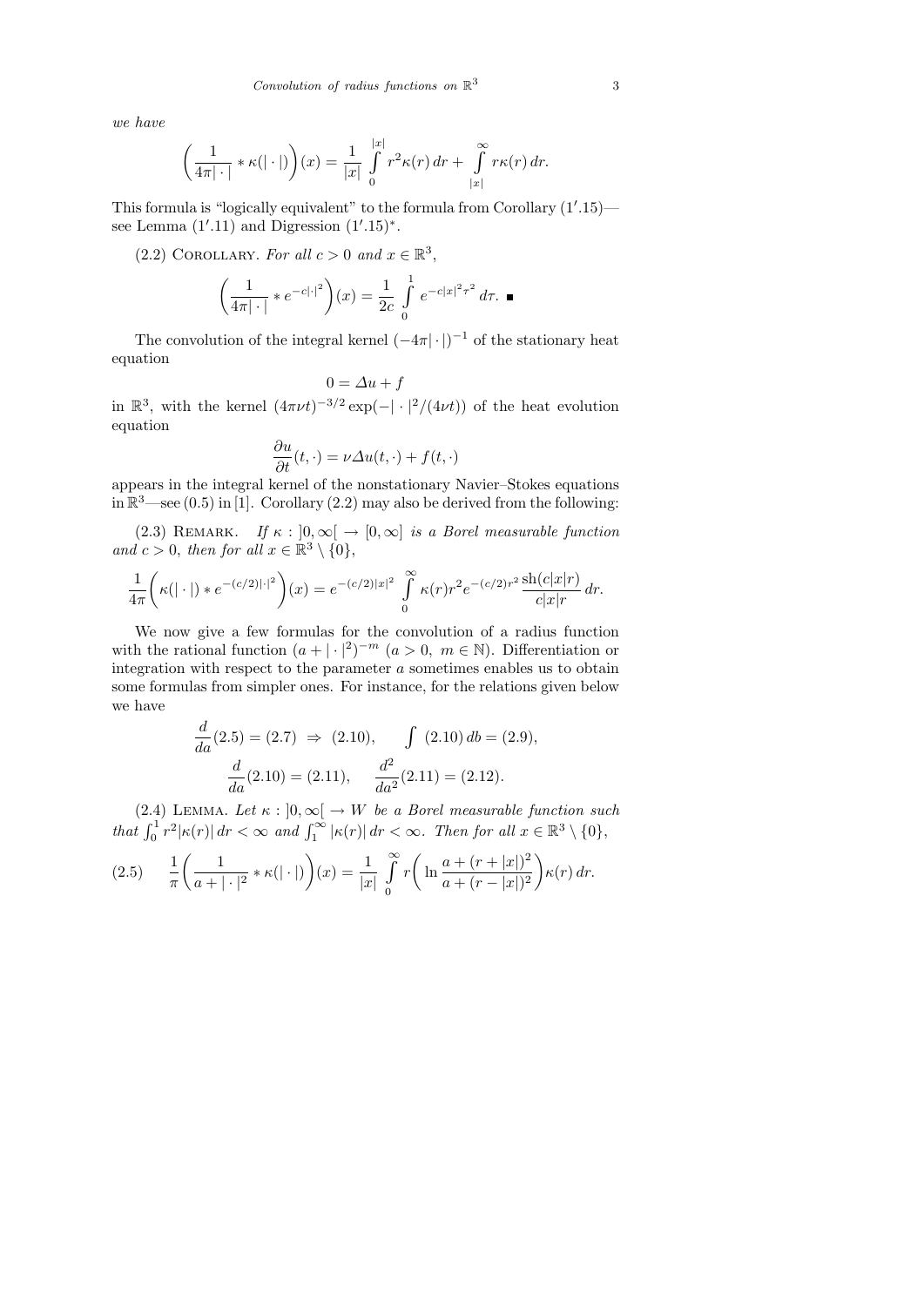*we have*

$$\left(\frac{1}{4\pi|\cdot|} * \kappa(|\cdot|)\right)(x) = \frac{1}{|x|}\int_0^{|x|} r^2\kappa(r)\,dr + \int_{|x|}^{\infty} r\kappa(r)\,dr.$$

This formula is "logically equivalent" to the formula from Corollary $(1'.15)$—see Lemma $(1'.11)$ and Digression $(1'.15)^*$.

(2.2) Corollary. *For all $c > 0$ and $x \in \mathbb{R}^3$,*

$$\left(\frac{1}{4\pi|\cdot|} * e^{-c|\cdot|^2}\right)(x) = \frac{1}{2c}\int_0^1 e^{-c|x|^2\tau^2}\,d\tau. \quad \blacksquare$$

The convolution of the integral kernel $(-4\pi|\cdot|)^{-1}$ of the stationary heat equation

$$0 = \Delta u + f$$

in $\mathbb{R}^3$, with the kernel $(4\pi\nu t)^{-3/2}\exp(-|\cdot|^2/(4\nu t))$ of the heat evolution equation

$$\frac{\partial u}{\partial t}(t,\cdot) = \nu\Delta u(t,\cdot) + f(t,\cdot)$$

appears in the integral kernel of the nonstationary Navier–Stokes equations in $\mathbb{R}^3$—see (0.5) in [1]. Corollary (2.2) may also be derived from the following:

(2.3) Remark. *If $\kappa : ]0,\infty[ \to [0,\infty]$ is a Borel measurable function and $c > 0$, then for all $x \in \mathbb{R}^3 \setminus \{0\}$,*

$$\frac{1}{4\pi}\left(\kappa(|\cdot|) * e^{-(c/2)|\cdot|^2}\right)(x) = e^{-(c/2)|x|^2}\int_0^{\infty} \kappa(r)r^2 e^{-(c/2)r^2}\,\frac{\operatorname{sh}(c|x|r)}{c|x|r}\,dr.$$

We now give a few formulas for the convolution of a radius function with the rational function $(a + |\cdot|^2)^{-m}$ $(a > 0,\ m \in \mathbb{N})$. Differentiation or integration with respect to the parameter $a$ sometimes enables us to obtain some formulas from simpler ones. For instance, for the relations given below we have

$$\frac{d}{da}(2.5) = (2.7) \ \Rightarrow\ (2.10), \qquad \int (2.10)\,db = (2.9),$$

$$\frac{d}{da}(2.10) = (2.11), \qquad \frac{d^2}{da^2}(2.11) = (2.12).$$

(2.4) Lemma. *Let $\kappa : ]0,\infty[ \to W$ be a Borel measurable function such that $\int_0^1 r^2|\kappa(r)|\,dr < \infty$ and $\int_1^{\infty}|\kappa(r)|\,dr < \infty$. Then for all $x \in \mathbb{R}^3 \setminus \{0\}$,*

$$\frac{1}{\pi}\left(\frac{1}{a+|\cdot|^2} * \kappa(|\cdot|)\right)(x) = \frac{1}{|x|}\int_0^{\infty} r\left(\ln\frac{a+(r+|x|)^2}{a+(r-|x|)^2}\right)\kappa(r)\,dr. \tag{2.5}$$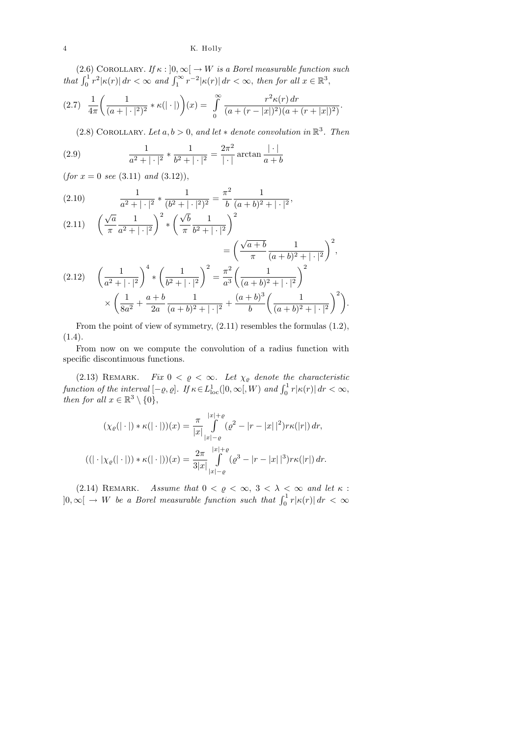(2.6) Corollary. *If $\kappa : ]0,\infty[ \to W$ is a Borel measurable function such that $\int_0^1 r^2|\kappa(r)|\,dr < \infty$ and $\int_1^\infty r^{-2}|\kappa(r)|\,dr < \infty$, then for all $x \in \mathbb{R}^3$,*

$$\text{(2.7)}\quad \frac{1}{4\pi}\bigg(\frac{1}{(a+|\cdot|^2)^2} * \kappa(|\cdot|)\bigg)(x) = \int\limits_0^\infty \frac{r^2\kappa(r)\,dr}{(a+(r-|x|)^2)(a+(r+|x|)^2)}.$$

(2.8) Corollary. *Let $a,b>0$, and let $*$ denote convolution in $\mathbb{R}^3$. Then*

$$\text{(2.9)}\qquad \frac{1}{a^2+|\cdot|^2} * \frac{1}{b^2+|\cdot|^2} = \frac{2\pi^2}{|\cdot|}\arctan\frac{|\cdot|}{a+b}$$

(*for $x=0$ see* (3.11) *and* (3.12)),

$$\text{(2.10)}\qquad \frac{1}{a^2+|\cdot|^2} * \frac{1}{(b^2+|\cdot|^2)^2} = \frac{\pi^2}{b}\,\frac{1}{(a+b)^2+|\cdot|^2},$$

$$\text{(2.11)}\quad \bigg(\frac{\sqrt{a}}{\pi}\,\frac{1}{a^2+|\cdot|^2}\bigg)^2 * \bigg(\frac{\sqrt{b}}{\pi}\,\frac{1}{b^2+|\cdot|^2}\bigg)^2 = \bigg(\frac{\sqrt{a+b}}{\pi}\,\frac{1}{(a+b)^2+|\cdot|^2}\bigg)^2,$$

$$\text{(2.12)}\quad \bigg(\frac{1}{a^2+|\cdot|^2}\bigg)^4 * \bigg(\frac{1}{b^2+|\cdot|^2}\bigg)^2 = \frac{\pi^2}{a^3}\bigg(\frac{1}{(a+b)^2+|\cdot|^2}\bigg)^2 \times \bigg(\frac{1}{8a^2} + \frac{a+b}{2a}\,\frac{1}{(a+b)^2+|\cdot|^2} + \frac{(a+b)^3}{b}\bigg(\frac{1}{(a+b)^2+|\cdot|^2}\bigg)^2\bigg).$$

From the point of view of symmetry, (2.11) resembles the formulas (1.2), (1.4).

From now on we compute the convolution of a radius function with specific discontinuous functions.

(2.13) Remark. *Fix $0<\varrho<\infty$. Let $\chi_\varrho$ denote the characteristic function of the interval $[-\varrho,\varrho]$. If $\kappa \in L^1_{\rm loc}(]0,\infty[,W)$ and $\int_0^1 r|\kappa(r)|\,dr < \infty$, then for all $x \in \mathbb{R}^3\setminus\{0\}$,*

$$(\chi_\varrho(|\cdot|) * \kappa(|\cdot|))(x) = \frac{\pi}{|x|}\int\limits_{|x|-\varrho}^{|x|+\varrho} (\varrho^2 - |r-|x||^2)r\kappa(|r|)\,dr,$$

$$((|\cdot|\chi_\varrho(|\cdot|)) * \kappa(|\cdot|))(x) = \frac{2\pi}{3|x|}\int\limits_{|x|-\varrho}^{|x|+\varrho} (\varrho^3 - |r-|x||^3)r\kappa(|r|)\,dr.$$

(2.14) Remark. *Assume that $0<\varrho<\infty$, $3<\lambda<\infty$ and let $\kappa : ]0,\infty[ \to W$ be a Borel measurable function such that $\int_0^1 r|\kappa(r)|\,dr < \infty$*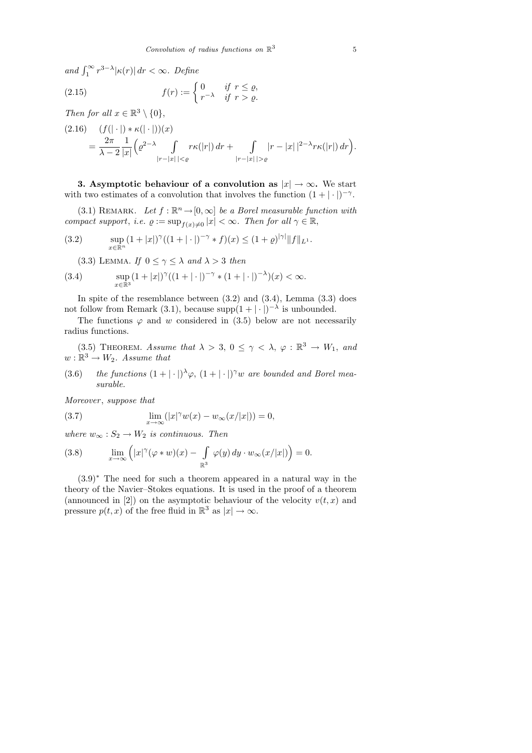*and* $\int_1^\infty r^{3-\lambda}|\kappa(r)|\,dr < \infty$. *Define*

$$f(r) := \begin{cases} 0 & \text{if } r \le \varrho, \\ r^{-\lambda} & \text{if } r > \varrho. \end{cases} \tag{2.15}$$

*Then for all* $x \in \mathbb{R}^3 \setminus \{0\}$,

$$\begin{aligned} &(f(|\cdot|) * \kappa(|\cdot|))(x) \\ &\quad = \frac{2\pi}{\lambda-2}\frac{1}{|x|}\Big(\varrho^{2-\lambda}\int\limits_{|r-|x||<\varrho} r\kappa(|r|)\,dr + \int\limits_{|r-|x||>\varrho} |r-|x||^{2-\lambda} r\kappa(|r|)\,dr\Big). \end{aligned} \tag{2.16}$$

**3. Asymptotic behaviour of a convolution as $|x| \to \infty$.** We start with two estimates of a convolution that involves the function $(1+|\cdot|)^{-\gamma}$.

(3.1) Remark. *Let* $f : \mathbb{R}^n \to [0,\infty]$ *be a Borel measurable function with compact support, i.e.* $\varrho := \sup_{f(x)\neq 0} |x| < \infty$. *Then for all* $\gamma \in \mathbb{R}$,

$$\sup_{x\in\mathbb{R}^n} (1+|x|)^\gamma((1+|\cdot|)^{-\gamma} * f)(x) \le (1+\varrho)^{|\gamma|}\|f\|_{L^1}. \tag{3.2}$$

(3.3) Lemma. *If* $0 \le \gamma \le \lambda$ *and* $\lambda > 3$ *then*

$$\sup_{x\in\mathbb{R}^3} (1+|x|)^\gamma((1+|\cdot|)^{-\gamma} * (1+|\cdot|)^{-\lambda})(x) < \infty. \tag{3.4}$$

In spite of the resemblance between (3.2) and (3.4), Lemma (3.3) does not follow from Remark (3.1), because $\operatorname{supp}(1+|\cdot|)^{-\lambda}$ is unbounded.

The functions $\varphi$ and $w$ considered in (3.5) below are not necessarily radius functions.

(3.5) Theorem. *Assume that* $\lambda > 3$, $0 \le \gamma < \lambda$, $\varphi : \mathbb{R}^3 \to W_1$, *and* $w : \mathbb{R}^3 \to W_2$. *Assume that*

(3.6) *the functions* $(1+|\cdot|)^\lambda\varphi$, $(1+|\cdot|)^\gamma w$ *are bounded and Borel measurable.*

*Moreover*, *suppose that*

$$\lim_{x\to\infty}(|x|^\gamma w(x) - w_\infty(x/|x|)) = 0, \tag{3.7}$$

*where* $w_\infty : S_2 \to W_2$ *is continuous. Then*

$$\lim_{x\to\infty}\Big(|x|^\gamma(\varphi * w)(x) - \int\limits_{\mathbb{R}^3}\varphi(y)\,dy \cdot w_\infty(x/|x|)\Big) = 0. \tag{3.8}$$

(3.9)* The need for such a theorem appeared in a natural way in the theory of the Navier–Stokes equations. It is used in the proof of a theorem (announced in [2]) on the asymptotic behaviour of the velocity $v(t,x)$ and pressure $p(t,x)$ of the free fluid in $\mathbb{R}^3$ as $|x| \to \infty$.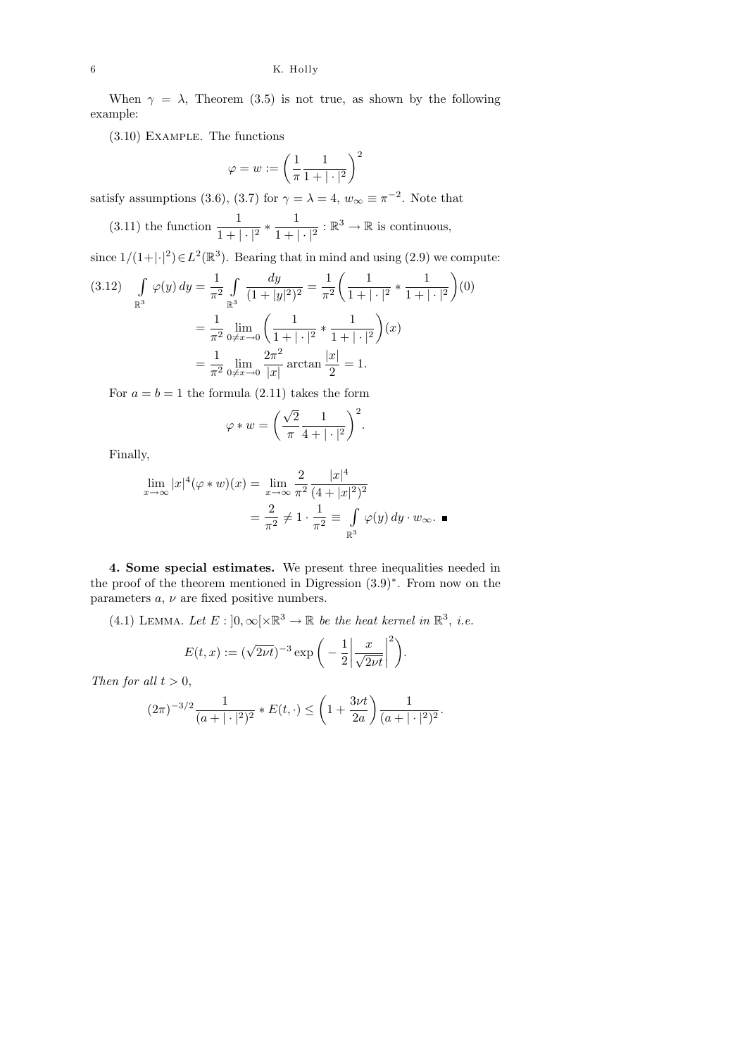When $\gamma = \lambda$, Theorem (3.5) is not true, as shown by the following example:

(3.10) Example. The functions

$$\varphi = w := \left(\frac{1}{\pi}\frac{1}{1+|\cdot|^2}\right)^2$$

satisfy assumptions (3.6), (3.7) for $\gamma = \lambda = 4$, $w_\infty \equiv \pi^{-2}$. Note that

(3.11) the function $\dfrac{1}{1+|\cdot|^2} * \dfrac{1}{1+|\cdot|^2} : \mathbb{R}^3 \to \mathbb{R}$ is continuous,

since $1/(1+|\cdot|^2) \in L^2(\mathbb{R}^3)$. Bearing that in mind and using (2.9) we compute:

$$\begin{aligned}
(3.12)\quad \int_{\mathbb{R}^3} \varphi(y)\,dy &= \frac{1}{\pi^2}\int_{\mathbb{R}^3} \frac{dy}{(1+|y|^2)^2} = \frac{1}{\pi^2}\left(\frac{1}{1+|\cdot|^2} * \frac{1}{1+|\cdot|^2}\right)(0) \\
&= \frac{1}{\pi^2}\lim_{0\neq x\to 0}\left(\frac{1}{1+|\cdot|^2} * \frac{1}{1+|\cdot|^2}\right)(x) \\
&= \frac{1}{\pi^2}\lim_{0\neq x\to 0}\frac{2\pi^2}{|x|}\arctan\frac{|x|}{2} = 1.
\end{aligned}$$

For $a = b = 1$ the formula (2.11) takes the form

$$\varphi * w = \left(\frac{\sqrt{2}}{\pi}\frac{1}{4+|\cdot|^2}\right)^2.$$

Finally,

$$\begin{aligned}
\lim_{x\to\infty} |x|^4(\varphi * w)(x) &= \lim_{x\to\infty}\frac{2}{\pi^2}\frac{|x|^4}{(4+|x|^2)^2} \\
&= \frac{2}{\pi^2} \neq 1\cdot\frac{1}{\pi^2} \equiv \int_{\mathbb{R}^3}\varphi(y)\,dy\cdot w_\infty. \ \blacksquare
\end{aligned}$$

**4. Some special estimates.** We present three inequalities needed in the proof of the theorem mentioned in Digression (3.9)*. From now on the parameters $a$, $\nu$ are fixed positive numbers.

(4.1) Lemma. *Let $E : ]0,\infty[\times\mathbb{R}^3 \to \mathbb{R}$ be the heat kernel in $\mathbb{R}^3$, i.e.*

$$E(t,x) := (\sqrt{2\nu t})^{-3}\exp\left(-\frac{1}{2}\left|\frac{x}{\sqrt{2\nu t}}\right|^2\right).$$

*Then for all $t > 0$,*

$$(2\pi)^{-3/2}\frac{1}{(a+|\cdot|^2)^2} * E(t,\cdot) \leq \left(1+\frac{3\nu t}{2a}\right)\frac{1}{(a+|\cdot|^2)^2}.$$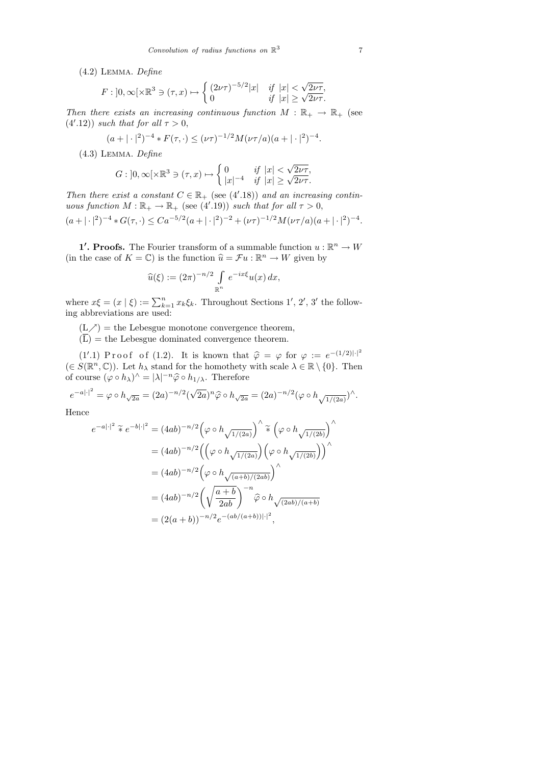(4.2) Lemma. *Define*

$$F : ]0,\infty[\times\mathbb{R}^3 \ni (\tau,x) \mapsto \begin{cases} (2\nu\tau)^{-5/2}|x| & \text{if } |x| < \sqrt{2\nu\tau}, \\ 0 & \text{if } |x| \geq \sqrt{2\nu\tau}. \end{cases}$$

*Then there exists an increasing continuous function* $M : \mathbb{R}_+ \to \mathbb{R}_+$ (see (4′.12)) *such that for all* $\tau > 0$,

$$(a + |\cdot|^2)^{-4} * F(\tau,\cdot) \leq (\nu\tau)^{-1/2} M(\nu\tau/a)(a + |\cdot|^2)^{-4}.$$

(4.3) Lemma. *Define*

$$G : ]0,\infty[\times\mathbb{R}^3 \ni (\tau,x) \mapsto \begin{cases} 0 & \text{if } |x| < \sqrt{2\nu\tau}, \\ |x|^{-4} & \text{if } |x| \geq \sqrt{2\nu\tau}. \end{cases}$$

*Then there exist a constant* $C \in \mathbb{R}_+$ (see (4′.18)) *and an increasing continuous function* $M : \mathbb{R}_+ \to \mathbb{R}_+$ (see (4′.19)) *such that for all* $\tau > 0$,

$$(a+|\cdot|^2)^{-4} * G(\tau,\cdot) \leq Ca^{-5/2}(a+|\cdot|^2)^{-2} + (\nu\tau)^{-1/2} M(\nu\tau/a)(a+|\cdot|^2)^{-4}.$$

## 1′. Proofs.

The Fourier transform of a summable function $u : \mathbb{R}^n \to W$ (in the case of $K = \mathbb{C}$) is the function $\widehat{u} = \mathcal{F}u : \mathbb{R}^n \to W$ given by

$$\widehat{u}(\xi) := (2\pi)^{-n/2} \int_{\mathbb{R}^n} e^{-ix\xi} u(x)\,dx,$$

where $x\xi = (x \mid \xi) := \sum_{k=1}^n x_k \xi_k$. Throughout Sections 1′, 2′, 3′ the following abbreviations are used:

(L↗) = the Lebesgue monotone convergence theorem,

$(\overline{\text{L}})$ = the Lebesgue dominated convergence theorem.

(1′.1) Proof of (1.2). It is known that $\widehat{\varphi} = \varphi$ for $\varphi := e^{-(1/2)|\cdot|^2}$ $(\in S(\mathbb{R}^n,\mathbb{C}))$. Let $h_\lambda$ stand for the homothety with scale $\lambda \in \mathbb{R}\setminus\{0\}$. Then of course $(\varphi \circ h_\lambda)^\wedge = |\lambda|^{-n}\widehat{\varphi} \circ h_{1/\lambda}$. Therefore

$$e^{-a|\cdot|^2} = \varphi \circ h_{\sqrt{2a}} = (2a)^{-n/2}(\sqrt{2a})^n \widehat{\varphi} \circ h_{\sqrt{2a}} = (2a)^{-n/2}(\varphi \circ h_{\sqrt{1/(2a)}})^\wedge.$$

Hence

$$\begin{aligned}
e^{-a|\cdot|^2} \,\widetilde{*}\, e^{-b|\cdot|^2} &= (4ab)^{-n/2}\Big(\varphi \circ h_{\sqrt{1/(2a)}}\Big)^\wedge \,\widetilde{*}\, \Big(\varphi \circ h_{\sqrt{1/(2b)}}\Big)^\wedge \\
&= (4ab)^{-n/2}\Big(\Big(\varphi \circ h_{\sqrt{1/(2a)}}\Big)\Big(\varphi \circ h_{\sqrt{1/(2b)}}\Big)\Big)^\wedge \\
&= (4ab)^{-n/2}\Big(\varphi \circ h_{\sqrt{(a+b)/(2ab)}}\Big)^\wedge \\
&= (4ab)^{-n/2}\bigg(\sqrt{\frac{a+b}{2ab}}\bigg)^{-n} \widehat{\varphi} \circ h_{\sqrt{(2ab)/(a+b)}} \\
&= (2(a+b))^{-n/2} e^{-(ab/(a+b))|\cdot|^2},
\end{aligned}$$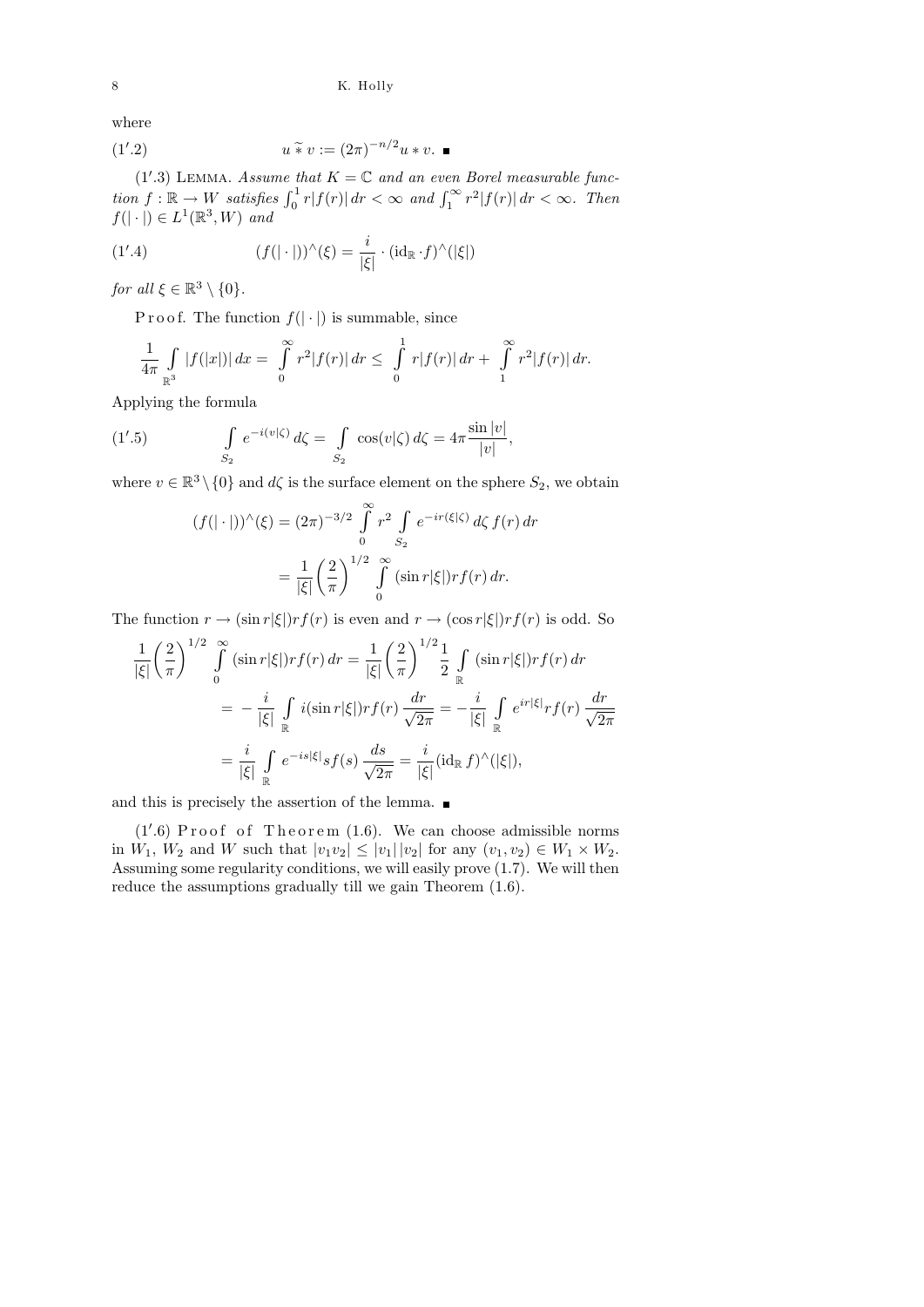where

$$u \mathbin{\widetilde{*}} v := (2\pi)^{-n/2} u * v. \quad \blacksquare \tag{1'.2}$$

(1'.3) LEMMA. *Assume that $K = \mathbb{C}$ and an even Borel measurable function $f : \mathbb{R} \to W$ satisfies $\int_0^1 r|f(r)|\,dr < \infty$ and $\int_1^\infty r^2|f(r)|\,dr < \infty$. Then $f(|\cdot|) \in L^1(\mathbb{R}^3, W)$ and*

$$(f(|\cdot|))^\wedge(\xi) = \frac{i}{|\xi|} \cdot (\mathrm{id}_{\mathbb{R}} \cdot f)^\wedge(|\xi|) \tag{1'.4}$$

*for all $\xi \in \mathbb{R}^3 \setminus \{0\}$.*

Proof. The function $f(|\cdot|)$ is summable, since

$$\frac{1}{4\pi} \int_{\mathbb{R}^3} |f(|x|)|\,dx = \int_0^\infty r^2|f(r)|\,dr \le \int_0^1 r|f(r)|\,dr + \int_1^\infty r^2|f(r)|\,dr.$$

Applying the formula

$$\int_{S_2} e^{-i(v|\zeta)}\,d\zeta = \int_{S_2} \cos(v|\zeta)\,d\zeta = 4\pi \frac{\sin|v|}{|v|}, \tag{1'.5}$$

where $v \in \mathbb{R}^3 \setminus \{0\}$ and $d\zeta$ is the surface element on the sphere $S_2$, we obtain

$$\begin{aligned}
(f(|\cdot|))^\wedge(\xi) &= (2\pi)^{-3/2} \int_0^\infty r^2 \int_{S_2} e^{-ir(\xi|\zeta)}\,d\zeta\, f(r)\,dr \\
&= \frac{1}{|\xi|}\left(\frac{2}{\pi}\right)^{1/2} \int_0^\infty (\sin r|\xi|) r f(r)\,dr.
\end{aligned}$$

The function $r \to (\sin r|\xi|) r f(r)$ is even and $r \to (\cos r|\xi|) r f(r)$ is odd. So

$$\begin{aligned}
\frac{1}{|\xi|}\left(\frac{2}{\pi}\right)^{1/2} \int_0^\infty (\sin r|\xi|) r f(r)\,dr &= \frac{1}{|\xi|}\left(\frac{2}{\pi}\right)^{1/2} \frac{1}{2} \int_{\mathbb{R}} (\sin r|\xi|) r f(r)\,dr \\
&= -\frac{i}{|\xi|} \int_{\mathbb{R}} i(\sin r|\xi|) r f(r)\,\frac{dr}{\sqrt{2\pi}} = -\frac{i}{|\xi|} \int_{\mathbb{R}} e^{ir|\xi|} r f(r)\,\frac{dr}{\sqrt{2\pi}} \\
&= \frac{i}{|\xi|} \int_{\mathbb{R}} e^{-is|\xi|} s f(s)\,\frac{ds}{\sqrt{2\pi}} = \frac{i}{|\xi|} (\mathrm{id}_{\mathbb{R}} f)^\wedge(|\xi|),
\end{aligned}$$

and this is precisely the assertion of the lemma. $\blacksquare$

(1'.6) Proof of Theorem (1.6). We can choose admissible norms in $W_1$, $W_2$ and $W$ such that $|v_1 v_2| \le |v_1|\,|v_2|$ for any $(v_1, v_2) \in W_1 \times W_2$. Assuming some regularity conditions, we will easily prove (1.7). We will then reduce the assumptions gradually till we gain Theorem (1.6).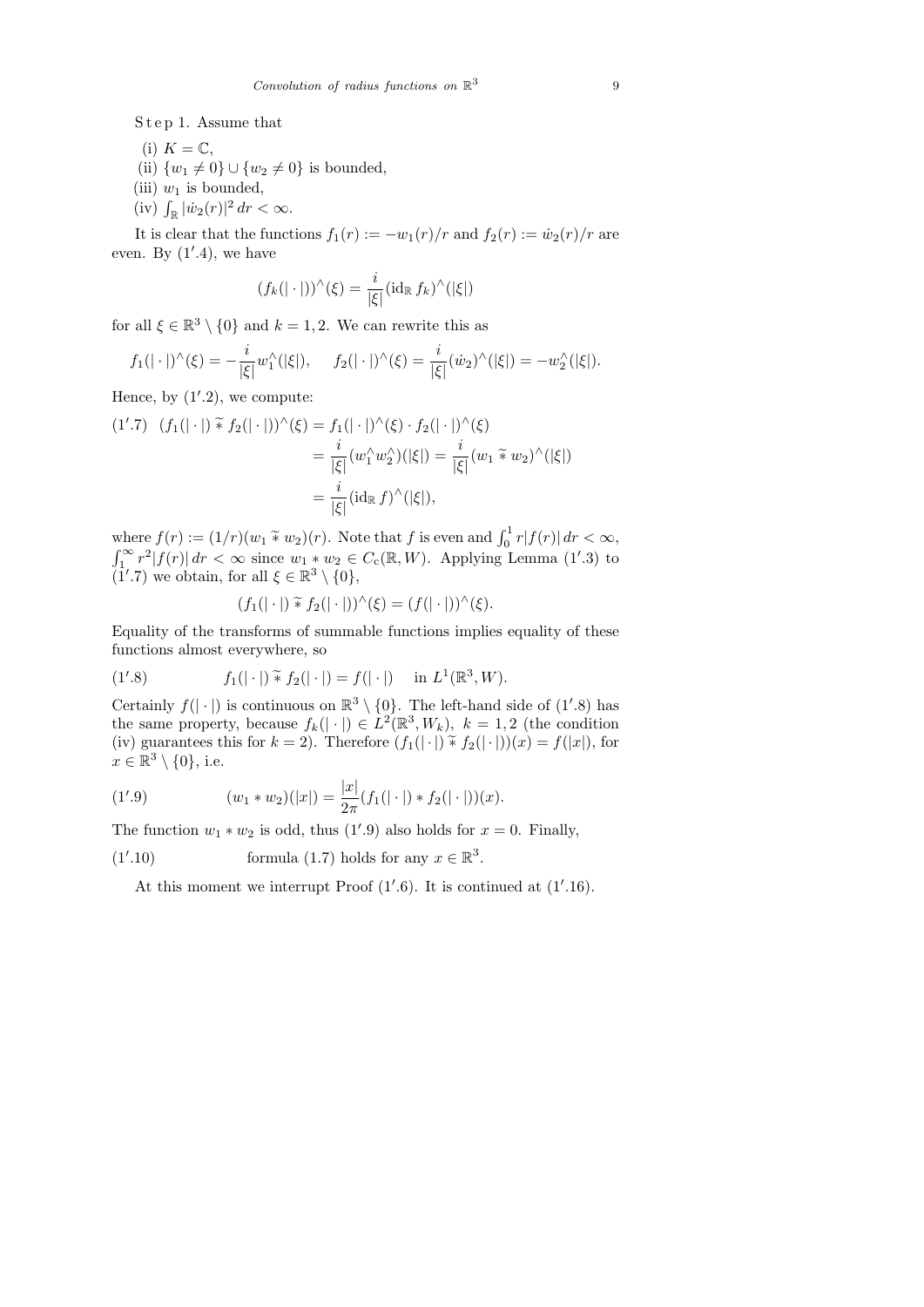S t e p 1. Assume that

(i) $K = \mathbb{C}$,

(ii) $\{w_1 \neq 0\} \cup \{w_2 \neq 0\}$ is bounded,

(iii) $w_1$ is bounded,

(iv) $\int_{\mathbb{R}} |\dot{w}_2(r)|^2 \, dr < \infty$.

It is clear that the functions $f_1(r) := -w_1(r)/r$ and $f_2(r) := \dot{w}_2(r)/r$ are even. By $(1'.4)$, we have

$$(f_k(|\cdot|))^\wedge(\xi) = \frac{i}{|\xi|}(\mathrm{id}_{\mathbb{R}} f_k)^\wedge(|\xi|)$$

for all $\xi \in \mathbb{R}^3 \setminus \{0\}$ and $k = 1, 2$. We can rewrite this as

$$f_1(|\cdot|)^\wedge(\xi) = -\frac{i}{|\xi|} w_1^\wedge(|\xi|), \qquad f_2(|\cdot|)^\wedge(\xi) = \frac{i}{|\xi|}(\dot{w}_2)^\wedge(|\xi|) = -w_2^\wedge(|\xi|).$$

Hence, by $(1'.2)$, we compute:

$$(1'.7) \quad \begin{aligned} (f_1(|\cdot|) \,\widetilde{*}\, f_2(|\cdot|))^\wedge(\xi) &= f_1(|\cdot|)^\wedge(\xi) \cdot f_2(|\cdot|)^\wedge(\xi) \\ &= \frac{i}{|\xi|}(w_1^\wedge w_2^\wedge)(|\xi|) = \frac{i}{|\xi|}(w_1 \,\widetilde{*}\, w_2)^\wedge(|\xi|) \\ &= \frac{i}{|\xi|}(\mathrm{id}_{\mathbb{R}} f)^\wedge(|\xi|), \end{aligned}$$

where $f(r) := (1/r)(w_1 \,\widetilde{*}\, w_2)(r)$. Note that $f$ is even and $\int_0^1 r|f(r)| \, dr < \infty$, $\int_1^\infty r^2 |f(r)| \, dr < \infty$ since $w_1 * w_2 \in C_c(\mathbb{R}, W)$. Applying Lemma $(1'.3)$ to $(1'.7)$ we obtain, for all $\xi \in \mathbb{R}^3 \setminus \{0\}$,

$$(f_1(|\cdot|) \,\widetilde{*}\, f_2(|\cdot|))^\wedge(\xi) = (f(|\cdot|))^\wedge(\xi).$$

Equality of the transforms of summable functions implies equality of these functions almost everywhere, so

$$(1'.8) \qquad f_1(|\cdot|) \,\widetilde{*}\, f_2(|\cdot|) = f(|\cdot|) \quad \text{in } L^1(\mathbb{R}^3, W).$$

Certainly $f(|\cdot|)$ is continuous on $\mathbb{R}^3 \setminus \{0\}$. The left-hand side of $(1'.8)$ has the same property, because $f_k(|\cdot|) \in L^2(\mathbb{R}^3, W_k)$, $k = 1, 2$ (the condition (iv) guarantees this for $k = 2$). Therefore $(f_1(|\cdot|) \,\widetilde{*}\, f_2(|\cdot|))(x) = f(|x|)$, for $x \in \mathbb{R}^3 \setminus \{0\}$, i.e.

$$(1'.9) \qquad (w_1 * w_2)(|x|) = \frac{|x|}{2\pi}(f_1(|\cdot|) * f_2(|\cdot|))(x).$$

The function $w_1 * w_2$ is odd, thus $(1'.9)$ also holds for $x = 0$. Finally,

$(1'.10)$ formula $(1.7)$ holds for any $x \in \mathbb{R}^3$.

At this moment we interrupt Proof $(1'.6)$. It is continued at $(1'.16)$.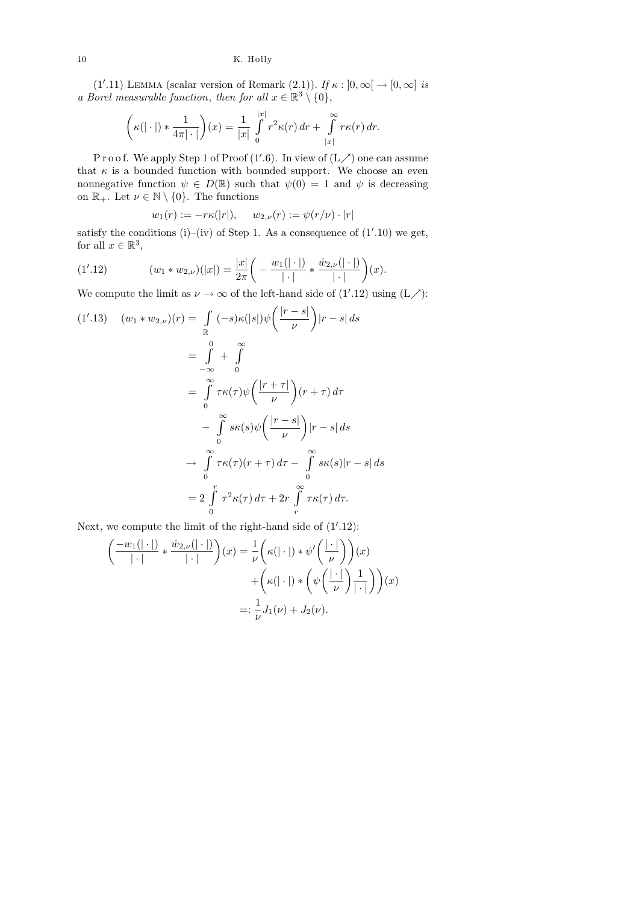(1′.11) Lemma (scalar version of Remark (2.1)). *If* $\kappa : ]0,\infty[ \to [0,\infty]$ *is a Borel measurable function*, *then for all* $x \in \mathbb{R}^3 \setminus \{0\}$,

$$\left(\kappa(|\cdot|) * \frac{1}{4\pi|\cdot|}\right)(x) = \frac{1}{|x|}\int_0^{|x|} r^2\kappa(r)\,dr + \int_{|x|}^{\infty} r\kappa(r)\,dr.$$

Proof. We apply Step 1 of Proof (1′.6). In view of (L↗) one can assume that $\kappa$ is a bounded function with bounded support. We choose an even nonnegative function $\psi \in D(\mathbb{R})$ such that $\psi(0) = 1$ and $\psi$ is decreasing on $\mathbb{R}_+$. Let $\nu \in \mathbb{N} \setminus \{0\}$. The functions

$$w_1(r) := -r\kappa(|r|), \quad w_{2,\nu}(r) := \psi(r/\nu)\cdot|r|$$

satisfy the conditions (i)–(iv) of Step 1. As a consequence of (1′.10) we get, for all $x \in \mathbb{R}^3$,

$$(w_1 * w_{2,\nu})(|x|) = \frac{|x|}{2\pi}\left(-\frac{w_1(|\cdot|)}{|\cdot|} * \frac{\dot{w}_{2,\nu}(|\cdot|)}{|\cdot|}\right)(x). \tag{1′.12}$$

We compute the limit as $\nu \to \infty$ of the left-hand side of (1′.12) using (L↗):

$$\begin{aligned}
(w_1 * w_{2,\nu})(r) &= \int_{\mathbb{R}} (-s)\kappa(|s|)\psi\left(\frac{|r-s|}{\nu}\right)|r-s|\,ds \\
&= \int_{-\infty}^{0} + \int_0^{\infty} \\
&= \int_0^{\infty} \tau\kappa(\tau)\psi\left(\frac{|r+\tau|}{\nu}\right)(r+\tau)\,d\tau \\
&\quad - \int_0^{\infty} s\kappa(s)\psi\left(\frac{|r-s|}{\nu}\right)|r-s|\,ds \\
&\to \int_0^{\infty} \tau\kappa(\tau)(r+\tau)\,d\tau - \int_0^{\infty} s\kappa(s)|r-s|\,ds \\
&= 2\int_0^{r} \tau^2\kappa(\tau)\,d\tau + 2r\int_r^{\infty} \tau\kappa(\tau)\,d\tau.
\end{aligned} \tag{1′.13}$$

Next, we compute the limit of the right-hand side of (1′.12):

$$\begin{aligned}
\left(\frac{-w_1(|\cdot|)}{|\cdot|} * \frac{\dot{w}_{2,\nu}(|\cdot|)}{|\cdot|}\right)(x) &= \frac{1}{\nu}\left(\kappa(|\cdot|) * \psi'\left(\frac{|\cdot|}{\nu}\right)\right)(x) \\
&\quad + \left(\kappa(|\cdot|) * \left(\psi\left(\frac{|\cdot|}{\nu}\right)\frac{1}{|\cdot|}\right)\right)(x) \\
&=: \frac{1}{\nu}J_1(\nu) + J_2(\nu).
\end{aligned}$$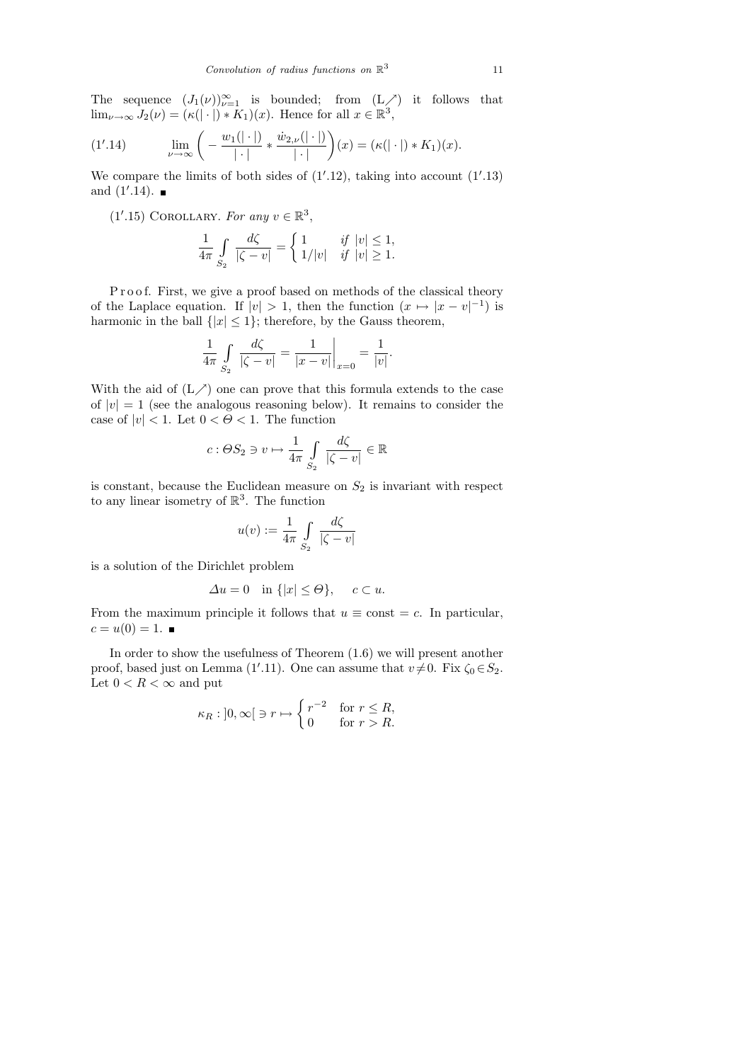The sequence $(J_1(\nu))_{\nu=1}^{\infty}$ is bounded; from (L$\nearrow$) it follows that $\lim_{\nu\to\infty} J_2(\nu) = (\kappa(|\cdot|) * K_1)(x)$. Hence for all $x \in \mathbb{R}^3$,

$$
(1'.14) \qquad \lim_{\nu\to\infty}\bigg(-\frac{w_1(|\cdot|)}{|\cdot|} * \frac{\dot{w}_{2,\nu}(|\cdot|)}{|\cdot|}\bigg)(x) = (\kappa(|\cdot|) * K_1)(x).
$$

We compare the limits of both sides of (1$'$.12), taking into account (1$'$.13) and (1$'$.14). $\blacksquare$

(1$'$.15) Corollary. *For any* $v \in \mathbb{R}^3$,

$$
\frac{1}{4\pi}\int\limits_{S_2}\frac{d\zeta}{|\zeta - v|} = \begin{cases} 1 & \text{if } |v| \le 1, \\ 1/|v| & \text{if } |v| \ge 1. \end{cases}
$$

Proof. First, we give a proof based on methods of the classical theory of the Laplace equation. If $|v| > 1$, then the function $(x \mapsto |x - v|^{-1})$ is harmonic in the ball $\{|x| \le 1\}$; therefore, by the Gauss theorem,

$$
\frac{1}{4\pi}\int\limits_{S_2}\frac{d\zeta}{|\zeta - v|} = \frac{1}{|x - v|}\bigg|_{x=0} = \frac{1}{|v|}.
$$

With the aid of (L$\nearrow$) one can prove that this formula extends to the case of $|v| = 1$ (see the analogous reasoning below). It remains to consider the case of $|v| < 1$. Let $0 < \Theta < 1$. The function

$$
c : \Theta S_2 \ni v \mapsto \frac{1}{4\pi}\int\limits_{S_2}\frac{d\zeta}{|\zeta - v|} \in \mathbb{R}
$$

is constant, because the Euclidean measure on $S_2$ is invariant with respect to any linear isometry of $\mathbb{R}^3$. The function

$$
u(v) := \frac{1}{4\pi}\int\limits_{S_2}\frac{d\zeta}{|\zeta - v|}
$$

is a solution of the Dirichlet problem

$$
\Delta u = 0 \quad \text{in } \{|x| \le \Theta\}, \qquad c \subset u.
$$

From the maximum principle it follows that $u \equiv \text{const} = c$. In particular, $c = u(0) = 1$. $\blacksquare$

In order to show the usefulness of Theorem (1.6) we will present another proof, based just on Lemma (1$'$.11). One can assume that $v \neq 0$. Fix $\zeta_0 \in S_2$. Let $0 < R < \infty$ and put

$$
\kappa_R : ]0, \infty[ \ni r \mapsto \begin{cases} r^{-2} & \text{for } r \le R, \\ 0 & \text{for } r > R. \end{cases}
$$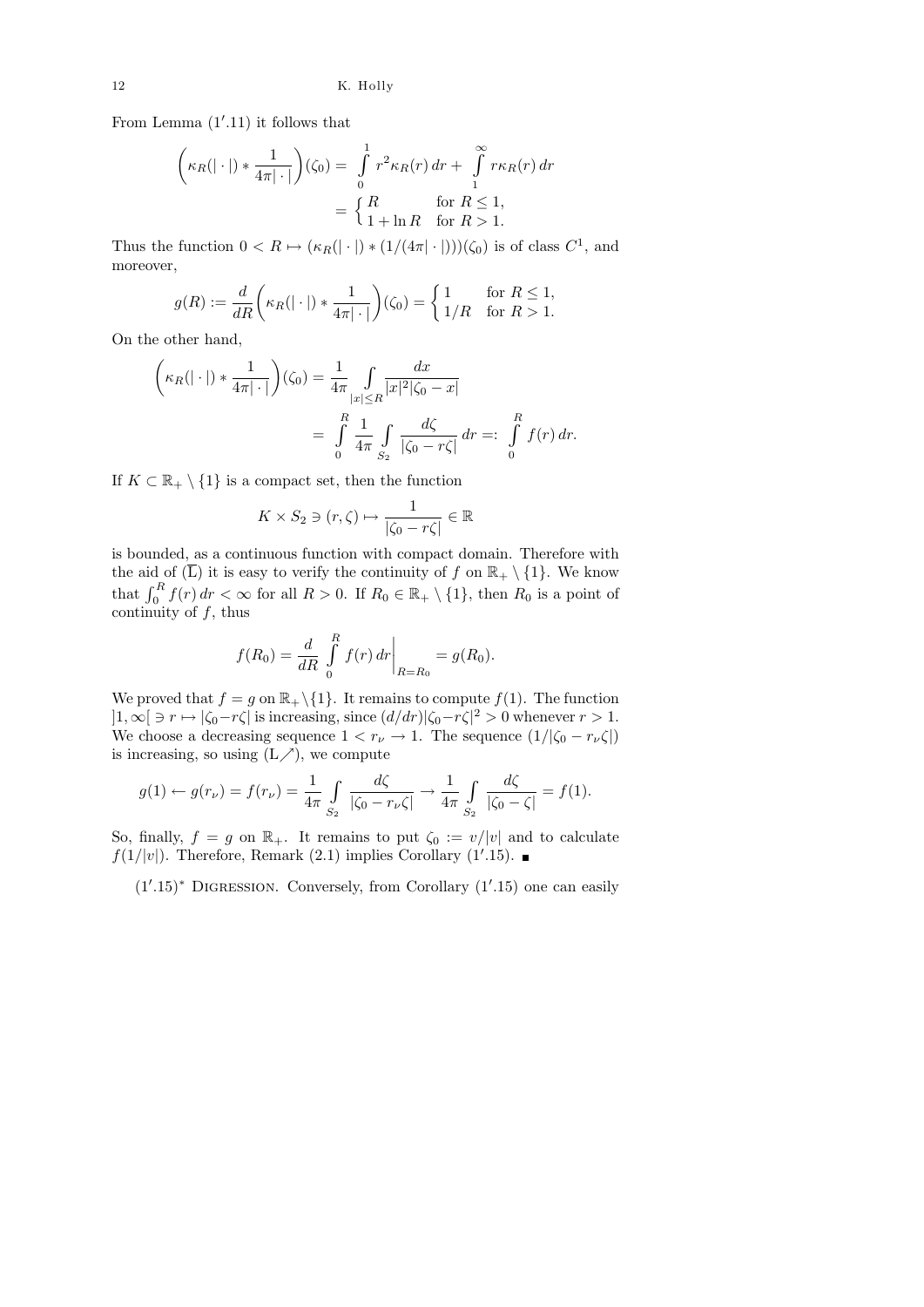From Lemma $(1'.11)$ it follows that

$$\left(\kappa_R(|\cdot|) * \frac{1}{4\pi|\cdot|}\right)(\zeta_0) = \int_0^1 r^2\kappa_R(r)\,dr + \int_1^\infty r\kappa_R(r)\,dr$$
$$= \begin{cases} R & \text{for } R \le 1, \\ 1 + \ln R & \text{for } R > 1. \end{cases}$$

Thus the function $0 < R \mapsto (\kappa_R(|\cdot|) * (1/(4\pi|\cdot|)))(\zeta_0)$ is of class $C^1$, and moreover,

$$g(R) := \frac{d}{dR}\left(\kappa_R(|\cdot|) * \frac{1}{4\pi|\cdot|}\right)(\zeta_0) = \begin{cases} 1 & \text{for } R \le 1, \\ 1/R & \text{for } R > 1. \end{cases}$$

On the other hand,

$$\left(\kappa_R(|\cdot|) * \frac{1}{4\pi|\cdot|}\right)(\zeta_0) = \frac{1}{4\pi}\int_{|x|\le R} \frac{dx}{|x|^2|\zeta_0 - x|}$$
$$= \int_0^R \frac{1}{4\pi}\int_{S_2} \frac{d\zeta}{|\zeta_0 - r\zeta|}\,dr =: \int_0^R f(r)\,dr.$$

If $K \subset \mathbb{R}_+ \setminus \{1\}$ is a compact set, then the function

$$K \times S_2 \ni (r,\zeta) \mapsto \frac{1}{|\zeta_0 - r\zeta|} \in \mathbb{R}$$

is bounded, as a continuous function with compact domain. Therefore with the aid of $(\overline{\mathrm{L}})$ it is easy to verify the continuity of $f$ on $\mathbb{R}_+ \setminus \{1\}$. We know that $\int_0^R f(r)\,dr < \infty$ for all $R > 0$. If $R_0 \in \mathbb{R}_+ \setminus \{1\}$, then $R_0$ is a point of continuity of $f$, thus

$$f(R_0) = \frac{d}{dR}\int_0^R f(r)\,dr\bigg|_{R=R_0} = g(R_0).$$

We proved that $f = g$ on $\mathbb{R}_+ \setminus \{1\}$. It remains to compute $f(1)$. The function $]1,\infty[\, \ni r \mapsto |\zeta_0 - r\zeta|$ is increasing, since $(d/dr)|\zeta_0 - r\zeta|^2 > 0$ whenever $r > 1$. We choose a decreasing sequence $1 < r_\nu \to 1$. The sequence $(1/|\zeta_0 - r_\nu\zeta|)$ is increasing, so using $(\mathrm{L}\nearrow)$, we compute

$$g(1) \leftarrow g(r_\nu) = f(r_\nu) = \frac{1}{4\pi}\int_{S_2} \frac{d\zeta}{|\zeta_0 - r_\nu\zeta|} \to \frac{1}{4\pi}\int_{S_2} \frac{d\zeta}{|\zeta_0 - \zeta|} = f(1).$$

So, finally, $f = g$ on $\mathbb{R}_+$. It remains to put $\zeta_0 := v/|v|$ and to calculate $f(1/|v|)$. Therefore, Remark (2.1) implies Corollary $(1'.15)$. ■

$(1'.15)^*$ Digression. Conversely, from Corollary $(1'.15)$ one can easily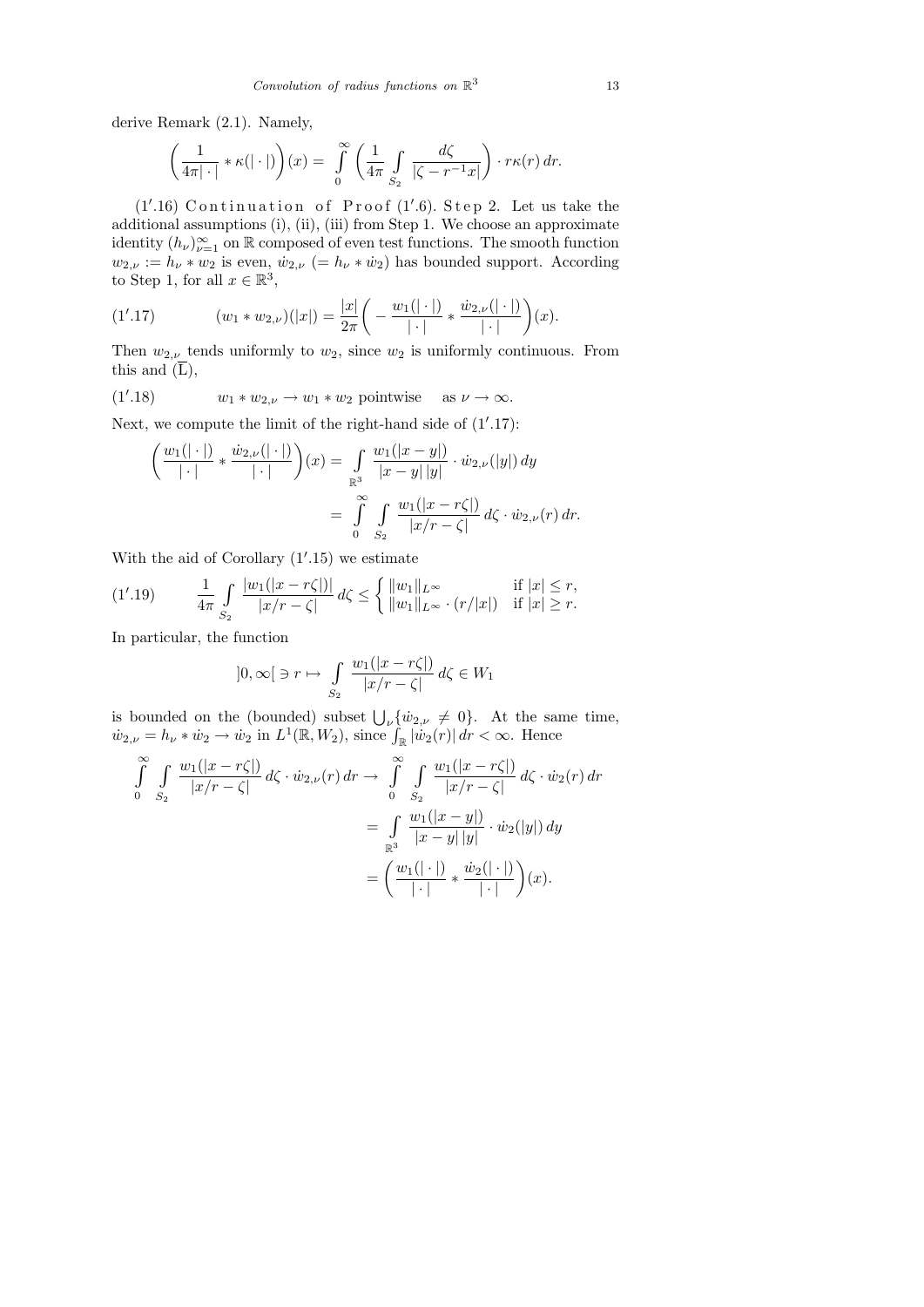derive Remark (2.1). Namely,

$$\left(\frac{1}{4\pi|\cdot|}*\kappa(|\cdot|)\right)(x)=\int_0^\infty\left(\frac{1}{4\pi}\int_{S_2}\frac{d\zeta}{|\zeta-r^{-1}x|}\right)\cdot r\kappa(r)\,dr.$$

(1′.16) Continuation of Proof (1′.6). Step 2. Let us take the additional assumptions (i), (ii), (iii) from Step 1. We choose an approximate identity $(h_\nu)_{\nu=1}^\infty$ on $\mathbb{R}$ composed of even test functions. The smooth function $w_{2,\nu}:=h_\nu*w_2$ is even, $\dot w_{2,\nu}$ $(=h_\nu*\dot w_2)$ has bounded support. According to Step 1, for all $x\in\mathbb{R}^3$,

$$(w_1*w_{2,\nu})(|x|)=\frac{|x|}{2\pi}\left(-\frac{w_1(|\cdot|)}{|\cdot|}*\frac{\dot w_{2,\nu}(|\cdot|)}{|\cdot|}\right)(x). \tag{1′.17}$$

Then $w_{2,\nu}$ tends uniformly to $w_2$, since $w_2$ is uniformly continuous. From this and $(\overline{\mathrm{L}})$,

$$w_1*w_{2,\nu}\to w_1*w_2 \text{ pointwise} \quad \text{as } \nu\to\infty. \tag{1′.18}$$

Next, we compute the limit of the right-hand side of (1′.17):

$$\begin{aligned}\left(\frac{w_1(|\cdot|)}{|\cdot|}*\frac{\dot w_{2,\nu}(|\cdot|)}{|\cdot|}\right)(x)&=\int_{\mathbb{R}^3}\frac{w_1(|x-y|)}{|x-y|\,|y|}\cdot\dot w_{2,\nu}(|y|)\,dy\\&=\int_0^\infty\int_{S_2}\frac{w_1(|x-r\zeta|)}{|x/r-\zeta|}\,d\zeta\cdot\dot w_{2,\nu}(r)\,dr.\end{aligned}$$

With the aid of Corollary (1′.15) we estimate

$$\frac{1}{4\pi}\int_{S_2}\frac{|w_1(|x-r\zeta|)|}{|x/r-\zeta|}\,d\zeta\le\begin{cases}\|w_1\|_{L^\infty} & \text{if } |x|\le r,\\ \|w_1\|_{L^\infty}\cdot(r/|x|) & \text{if } |x|\ge r.\end{cases} \tag{1′.19}$$

In particular, the function

$$]0,\infty[\ \ni r\mapsto\int_{S_2}\frac{w_1(|x-r\zeta|)}{|x/r-\zeta|}\,d\zeta\in W_1$$

is bounded on the (bounded) subset $\bigcup_\nu\{\dot w_{2,\nu}\neq 0\}$. At the same time, $\dot w_{2,\nu}=h_\nu*\dot w_2\to\dot w_2$ in $L^1(\mathbb{R},W_2)$, since $\int_{\mathbb{R}}|\dot w_2(r)|\,dr<\infty$. Hence

$$\begin{aligned}\int_0^\infty\int_{S_2}\frac{w_1(|x-r\zeta|)}{|x/r-\zeta|}\,d\zeta\cdot\dot w_{2,\nu}(r)\,dr\to&\int_0^\infty\int_{S_2}\frac{w_1(|x-r\zeta|)}{|x/r-\zeta|}\,d\zeta\cdot\dot w_2(r)\,dr\\&=\int_{\mathbb{R}^3}\frac{w_1(|x-y|)}{|x-y|\,|y|}\cdot\dot w_2(|y|)\,dy\\&=\left(\frac{w_1(|\cdot|)}{|\cdot|}*\frac{\dot w_2(|\cdot|)}{|\cdot|}\right)(x).\end{aligned}$$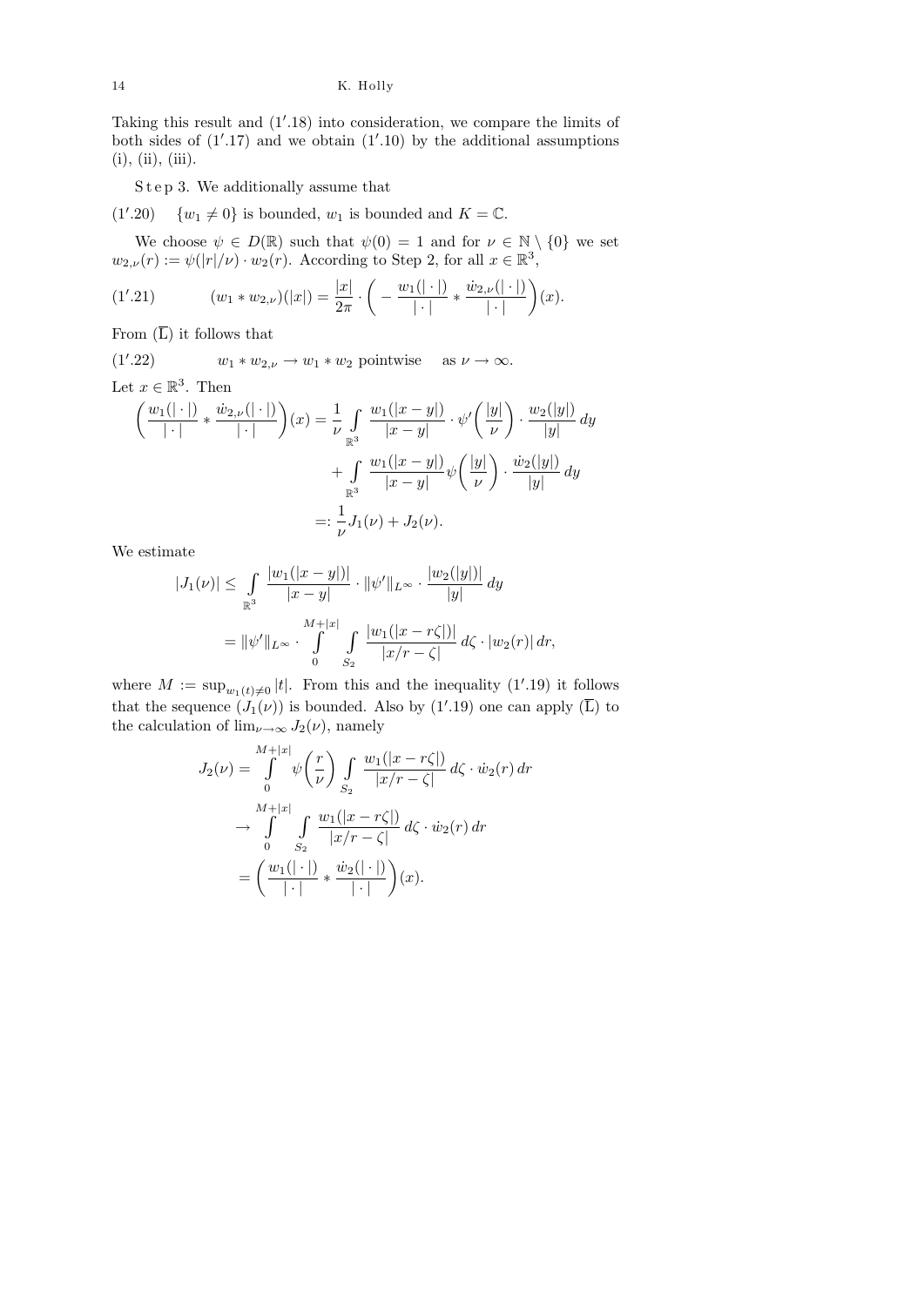Taking this result and (1′.18) into consideration, we compare the limits of both sides of (1′.17) and we obtain (1′.10) by the additional assumptions (i), (ii), (iii).

Step 3. We additionally assume that

$$(1'.20)\qquad \{w_1 \neq 0\} \text{ is bounded, } w_1 \text{ is bounded and } K = \mathbb{C}.$$

We choose $\psi \in D(\mathbb{R})$ such that $\psi(0) = 1$ and for $\nu \in \mathbb{N} \setminus \{0\}$ we set $w_{2,\nu}(r) := \psi(|r|/\nu) \cdot w_2(r)$. According to Step 2, for all $x \in \mathbb{R}^3$,

$$(1'.21)\qquad (w_1 * w_{2,\nu})(|x|) = \frac{|x|}{2\pi} \cdot \left( -\frac{w_1(|\cdot|)}{|\cdot|} * \frac{\dot{w}_{2,\nu}(|\cdot|)}{|\cdot|} \right)(x).$$

From $(\overline{\mathrm{L}})$ it follows that

$$(1'.22)\qquad w_1 * w_{2,\nu} \to w_1 * w_2 \text{ pointwise} \quad \text{as } \nu \to \infty.$$

Let $x \in \mathbb{R}^3$. Then

$$\begin{aligned}
\left( \frac{w_1(|\cdot|)}{|\cdot|} * \frac{\dot{w}_{2,\nu}(|\cdot|)}{|\cdot|} \right)(x) &= \frac{1}{\nu} \int_{\mathbb{R}^3} \frac{w_1(|x-y|)}{|x-y|} \cdot \psi'\left(\frac{|y|}{\nu}\right) \cdot \frac{w_2(|y|)}{|y|}\, dy \\
&\quad + \int_{\mathbb{R}^3} \frac{w_1(|x-y|)}{|x-y|} \psi\left(\frac{|y|}{\nu}\right) \cdot \frac{\dot{w}_2(|y|)}{|y|}\, dy \\
&=: \frac{1}{\nu} J_1(\nu) + J_2(\nu).
\end{aligned}$$

We estimate

$$\begin{aligned}
|J_1(\nu)| &\le \int_{\mathbb{R}^3} \frac{|w_1(|x-y|)|}{|x-y|} \cdot \|\psi'\|_{L^\infty} \cdot \frac{|w_2(|y|)|}{|y|}\, dy \\
&= \|\psi'\|_{L^\infty} \cdot \int_0^{M+|x|} \int_{S_2} \frac{|w_1(|x - r\zeta|)|}{|x/r - \zeta|}\, d\zeta \cdot |w_2(r)|\, dr,
\end{aligned}$$

where $M := \sup_{w_1(t)\neq 0} |t|$. From this and the inequality (1′.19) it follows that the sequence $(J_1(\nu))$ is bounded. Also by (1′.19) one can apply $(\overline{\mathrm{L}})$ to the calculation of $\lim_{\nu\to\infty} J_2(\nu)$, namely

$$\begin{aligned}
J_2(\nu) &= \int_0^{M+|x|} \psi\left(\frac{r}{\nu}\right) \int_{S_2} \frac{w_1(|x - r\zeta|)}{|x/r - \zeta|}\, d\zeta \cdot \dot{w}_2(r)\, dr \\
&\to \int_0^{M+|x|} \int_{S_2} \frac{w_1(|x - r\zeta|)}{|x/r - \zeta|}\, d\zeta \cdot \dot{w}_2(r)\, dr \\
&= \left( \frac{w_1(|\cdot|)}{|\cdot|} * \frac{\dot{w}_2(|\cdot|)}{|\cdot|} \right)(x).
\end{aligned}$$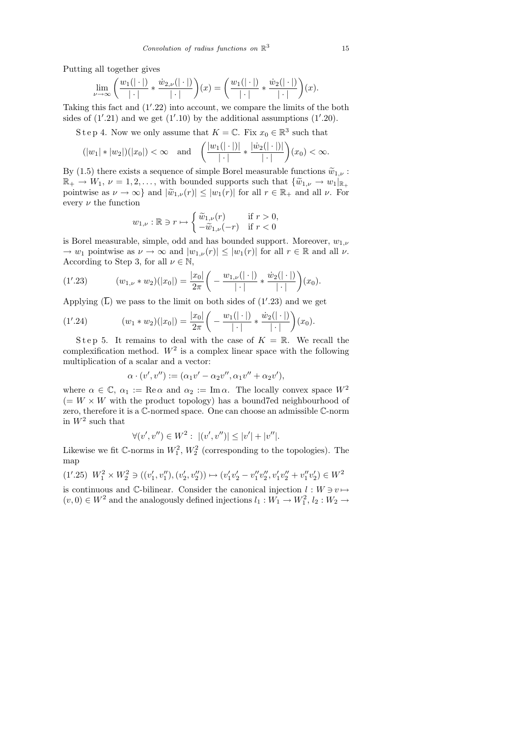Putting all together gives

$$\lim_{\nu\to\infty}\Big(\frac{w_1(|\cdot|)}{|\cdot|} * \frac{\dot w_{2,\nu}(|\cdot|)}{|\cdot|}\Big)(x) = \Big(\frac{w_1(|\cdot|)}{|\cdot|} * \frac{\dot w_2(|\cdot|)}{|\cdot|}\Big)(x).$$

Taking this fact and $(1'.22)$ into account, we compare the limits of the both sides of $(1'.21)$ and we get $(1'.10)$ by the additional assumptions $(1'.20)$.

S t e p 4. Now we only assume that $K = \mathbb{C}$. Fix $x_0 \in \mathbb{R}^3$ such that

$$(|w_1| * |w_2|)(|x_0|) < \infty \quad\text{and}\quad \Big(\frac{|w_1(|\cdot|)|}{|\cdot|} * \frac{|\dot w_2(|\cdot|)|}{|\cdot|}\Big)(x_0) < \infty.$$

By (1.5) there exists a sequence of simple Borel measurable functions $\widetilde w_{1,\nu} : \mathbb{R}_+ \to W_1$, $\nu = 1, 2, \ldots$, with bounded supports such that $\{\widetilde w_{1,\nu} \to w_1|_{\mathbb{R}_+}$ pointwise as $\nu \to \infty\}$ and $|\widetilde w_{1,\nu}(r)| \le |w_1(r)|$ for all $r \in \mathbb{R}_+$ and all $\nu$. For every $\nu$ the function

$$w_{1,\nu} : \mathbb{R} \ni r \mapsto \begin{cases} \widetilde w_{1,\nu}(r) & \text{if } r > 0,\\ -\widetilde w_{1,\nu}(-r) & \text{if } r < 0\end{cases}$$

is Borel measurable, simple, odd and has bounded support. Moreover, $w_{1,\nu} \to w_1$ pointwise as $\nu \to \infty$ and $|w_{1,\nu}(r)| \le |w_1(r)|$ for all $r \in \mathbb{R}$ and all $\nu$. According to Step 3, for all $\nu \in \mathbb{N}$,

$$(1'.23)\qquad (w_{1,\nu} * w_2)(|x_0|) = \frac{|x_0|}{2\pi}\Big(-\frac{w_{1,\nu}(|\cdot|)}{|\cdot|} * \frac{\dot w_2(|\cdot|)}{|\cdot|}\Big)(x_0).$$

Applying $(\overline{\mathrm{L}})$ we pass to the limit on both sides of $(1'.23)$ and we get

$$(1'.24)\qquad (w_1 * w_2)(|x_0|) = \frac{|x_0|}{2\pi}\Big(-\frac{w_1(|\cdot|)}{|\cdot|} * \frac{\dot w_2(|\cdot|)}{|\cdot|}\Big)(x_0).$$

S t e p 5. It remains to deal with the case of $K = \mathbb{R}$. We recall the complexification method. $W^2$ is a complex linear space with the following multiplication of a scalar and a vector:

$$\alpha \cdot (v', v'') := (\alpha_1 v' - \alpha_2 v'', \alpha_1 v'' + \alpha_2 v'),$$

where $\alpha \in \mathbb{C}$, $\alpha_1 := \operatorname{Re}\alpha$ and $\alpha_2 := \operatorname{Im}\alpha$. The locally convex space $W^2$ $(= W \times W$ with the product topology) has a bound7ed neighbourhood of zero, therefore it is a $\mathbb{C}$-normed space. One can choose an admissible $\mathbb{C}$-norm in $W^2$ such that

$$\forall (v', v'') \in W^2 : \ |(v', v'')| \le |v'| + |v''|.$$

Likewise we fit $\mathbb{C}$-norms in $W_1^2$, $W_2^2$ (corresponding to the topologies). The map

$$(1'.25)\ \ W_1^2 \times W_2^2 \ni ((v_1', v_1''), (v_2', v_2'')) \mapsto (v_1'v_2' - v_1''v_2'', v_1'v_2'' + v_1''v_2') \in W^2$$

is continuous and $\mathbb{C}$-bilinear. Consider the canonical injection $l : W \ni v \mapsto (v, 0) \in W^2$ and the analogously defined injections $l_1 : W_1 \to W_1^2$, $l_2 : W_2 \to$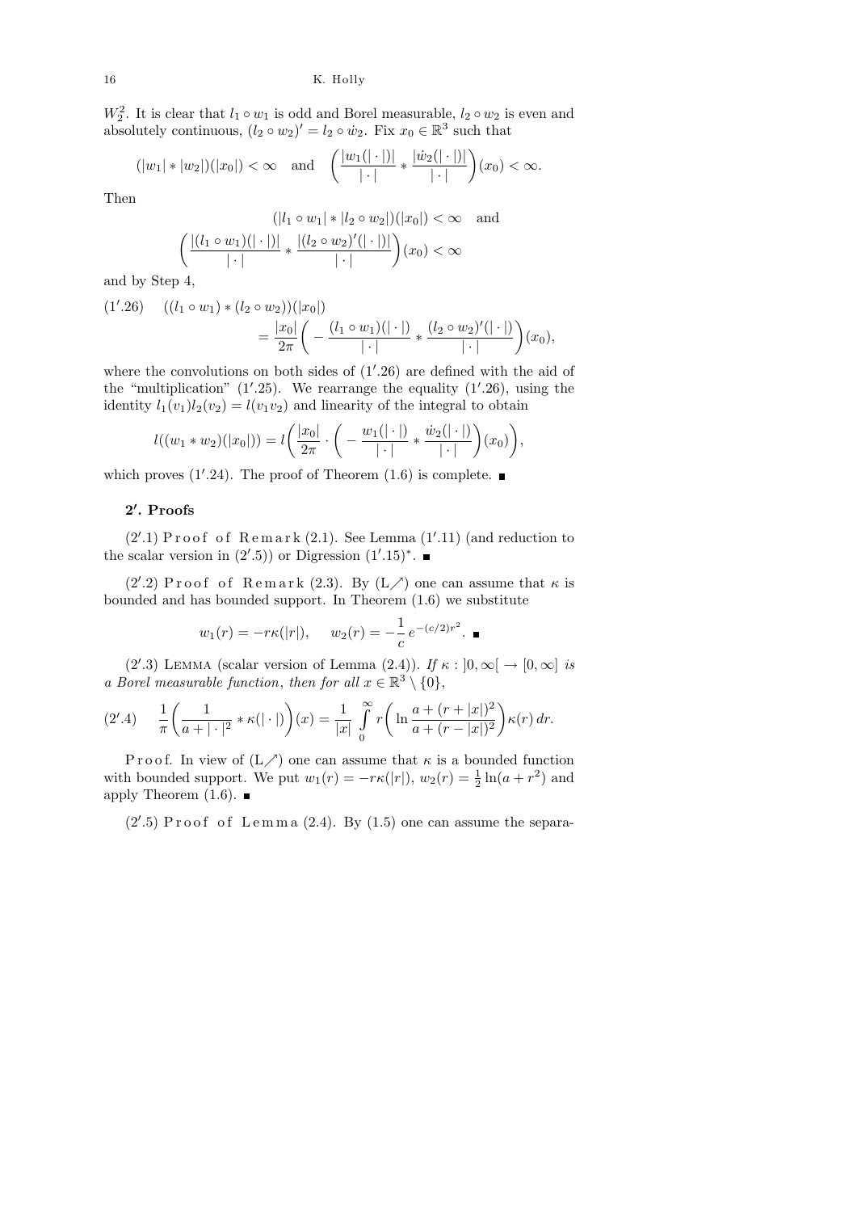$W_2^2$. It is clear that $l_1 \circ w_1$ is odd and Borel measurable, $l_2 \circ w_2$ is even and absolutely continuous, $(l_2 \circ w_2)' = l_2 \circ \dot{w}_2$. Fix $x_0 \in \mathbb{R}^3$ such that

$$(|w_1| * |w_2|)(|x_0|) < \infty \quad \text{and} \quad \left(\frac{|w_1(|\cdot|)|}{|\cdot|} * \frac{|\dot{w}_2(|\cdot|)|}{|\cdot|}\right)(x_0) < \infty.$$

Then

$$(|l_1 \circ w_1| * |l_2 \circ w_2|)(|x_0|) < \infty \quad \text{and}$$
$$\left(\frac{|(l_1 \circ w_1)(|\cdot|)|}{|\cdot|} * \frac{|(l_2 \circ w_2)'(|\cdot|)|}{|\cdot|}\right)(x_0) < \infty$$

and by Step 4,

$$(1'.26) \quad ((l_1 \circ w_1) * (l_2 \circ w_2))(|x_0|) = \frac{|x_0|}{2\pi}\left(-\frac{(l_1 \circ w_1)(|\cdot|)}{|\cdot|} * \frac{(l_2 \circ w_2)'(|\cdot|)}{|\cdot|}\right)(x_0),$$

where the convolutions on both sides of $(1'.26)$ are defined with the aid of the "multiplication" $(1'.25)$. We rearrange the equality $(1'.26)$, using the identity $l_1(v_1)l_2(v_2) = l(v_1 v_2)$ and linearity of the integral to obtain

$$l((w_1 * w_2)(|x_0|)) = l\left(\frac{|x_0|}{2\pi} \cdot \left(-\frac{w_1(|\cdot|)}{|\cdot|} * \frac{\dot{w}_2(|\cdot|)}{|\cdot|}\right)(x_0)\right),$$

which proves $(1'.24)$. The proof of Theorem (1.6) is complete. ∎

## 2′. Proofs

$(2'.1)$ Proof of Remark (2.1). See Lemma $(1'.11)$ (and reduction to the scalar version in $(2'.5)$) or Digression $(1'.15)^*$. ∎

$(2'.2)$ Proof of Remark (2.3). By (L↗) one can assume that $\kappa$ is bounded and has bounded support. In Theorem (1.6) we substitute

$$w_1(r) = -r\kappa(|r|), \quad w_2(r) = -\frac{1}{c}\, e^{-(c/2)r^2}. \;∎$$

$(2'.3)$ Lemma (scalar version of Lemma (2.4)). *If $\kappa : ]0,\infty[ \to [0,\infty]$ is a Borel measurable function, then for all $x \in \mathbb{R}^3 \setminus \{0\}$,*

$$(2'.4) \quad \frac{1}{\pi}\left(\frac{1}{a + |\cdot|^2} * \kappa(|\cdot|)\right)(x) = \frac{1}{|x|}\int_0^\infty r\left(\ln\frac{a + (r+|x|)^2}{a + (r-|x|)^2}\right)\kappa(r)\, dr.$$

Proof. In view of (L↗) one can assume that $\kappa$ is a bounded function with bounded support. We put $w_1(r) = -r\kappa(|r|)$, $w_2(r) = \frac{1}{2}\ln(a + r^2)$ and apply Theorem (1.6). ∎

$(2'.5)$ Proof of Lemma (2.4). By (1.5) one can assume the separa-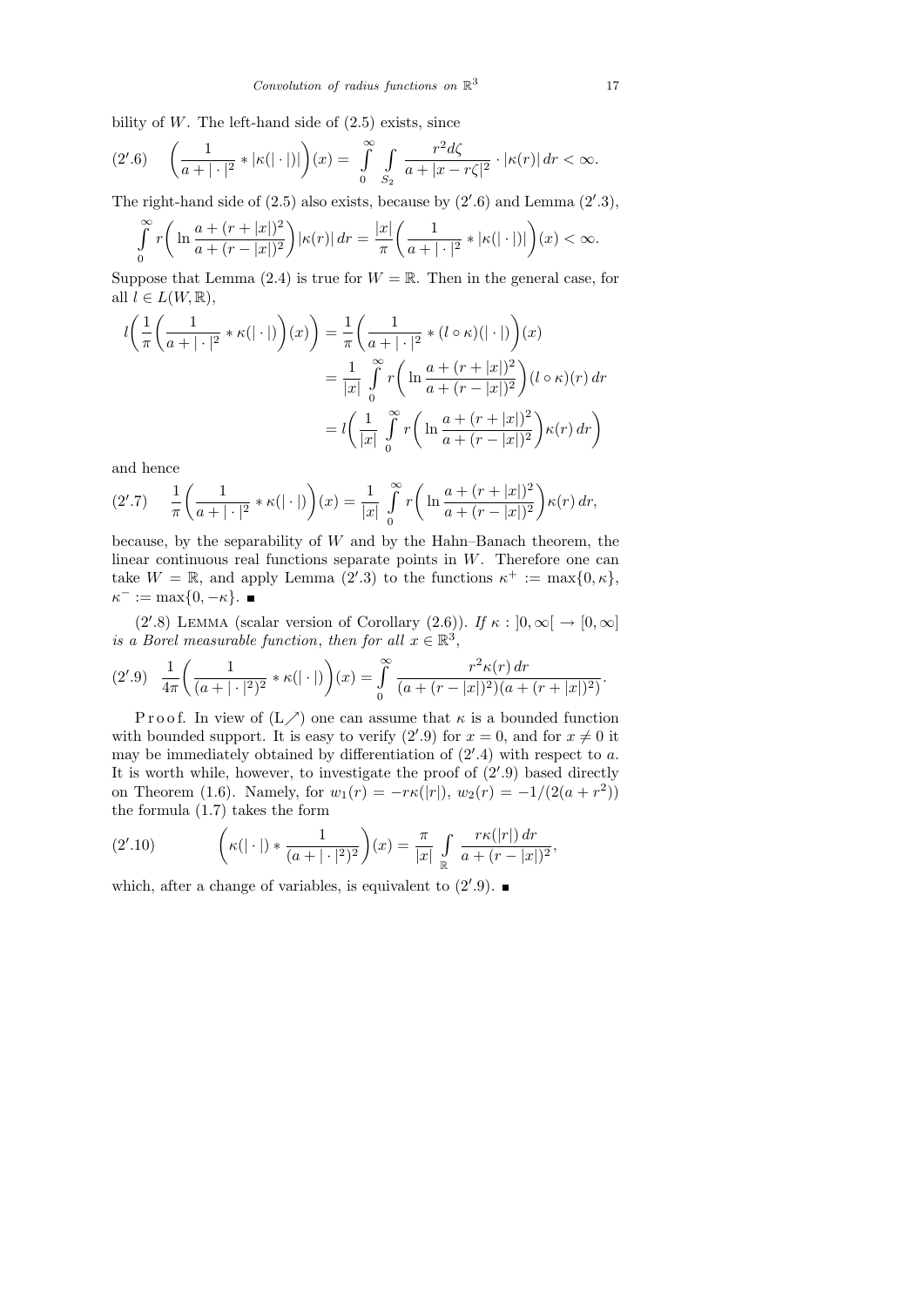bility of $W$. The left-hand side of (2.5) exists, since

$$(2'.6)\quad \left(\frac{1}{a+|\cdot|^2} * |\kappa(|\cdot|)|\right)(x) = \int_0^\infty \int_{S_2} \frac{r^2 d\zeta}{a+|x-r\zeta|^2} \cdot |\kappa(r)|\, dr < \infty.$$

The right-hand side of (2.5) also exists, because by $(2'.6)$ and Lemma $(2'.3)$,

$$\int_0^\infty r\left(\ln \frac{a+(r+|x|)^2}{a+(r-|x|)^2}\right)|\kappa(r)|\, dr = \frac{|x|}{\pi}\left(\frac{1}{a+|\cdot|^2} * |\kappa(|\cdot|)|\right)(x) < \infty.$$

Suppose that Lemma (2.4) is true for $W = \mathbb{R}$. Then in the general case, for all $l \in L(W,\mathbb{R})$,

$$\begin{aligned}
l\left(\frac{1}{\pi}\left(\frac{1}{a+|\cdot|^2} * \kappa(|\cdot|)\right)(x)\right) &= \frac{1}{\pi}\left(\frac{1}{a+|\cdot|^2} * (l\circ\kappa)(|\cdot|)\right)(x) \\
&= \frac{1}{|x|}\int_0^\infty r\left(\ln\frac{a+(r+|x|)^2}{a+(r-|x|)^2}\right)(l\circ\kappa)(r)\, dr \\
&= l\left(\frac{1}{|x|}\int_0^\infty r\left(\ln\frac{a+(r+|x|)^2}{a+(r-|x|)^2}\right)\kappa(r)\, dr\right)
\end{aligned}$$

and hence

$$(2'.7)\quad \frac{1}{\pi}\left(\frac{1}{a+|\cdot|^2} * \kappa(|\cdot|)\right)(x) = \frac{1}{|x|}\int_0^\infty r\left(\ln\frac{a+(r+|x|)^2}{a+(r-|x|)^2}\right)\kappa(r)\, dr,$$

because, by the separability of $W$ and by the Hahn–Banach theorem, the linear continuous real functions separate points in $W$. Therefore one can take $W = \mathbb{R}$, and apply Lemma $(2'.3)$ to the functions $\kappa^+ := \max\{0,\kappa\}$, $\kappa^- := \max\{0,-\kappa\}$. ∎

$(2'.8)$ Lemma (scalar version of Corollary (2.6)). *If $\kappa : ]0,\infty[ \to [0,\infty]$ is a Borel measurable function, then for all $x \in \mathbb{R}^3$,*

$$(2'.9)\quad \frac{1}{4\pi}\left(\frac{1}{(a+|\cdot|^2)^2} * \kappa(|\cdot|)\right)(x) = \int_0^\infty \frac{r^2\kappa(r)\, dr}{(a+(r-|x|)^2)(a+(r+|x|)^2)}.$$

Proof. In view of (L↗) one can assume that $\kappa$ is a bounded function with bounded support. It is easy to verify $(2'.9)$ for $x=0$, and for $x \neq 0$ it may be immediately obtained by differentiation of $(2'.4)$ with respect to $a$. It is worth while, however, to investigate the proof of $(2'.9)$ based directly on Theorem (1.6). Namely, for $w_1(r) = -r\kappa(|r|)$, $w_2(r) = -1/(2(a+r^2))$ the formula (1.7) takes the form

$$(2'.10)\qquad \left(\kappa(|\cdot|) * \frac{1}{(a+|\cdot|^2)^2}\right)(x) = \frac{\pi}{|x|}\int_{\mathbb{R}} \frac{r\kappa(|r|)\, dr}{a+(r-|x|)^2},$$

which, after a change of variables, is equivalent to $(2'.9)$. ∎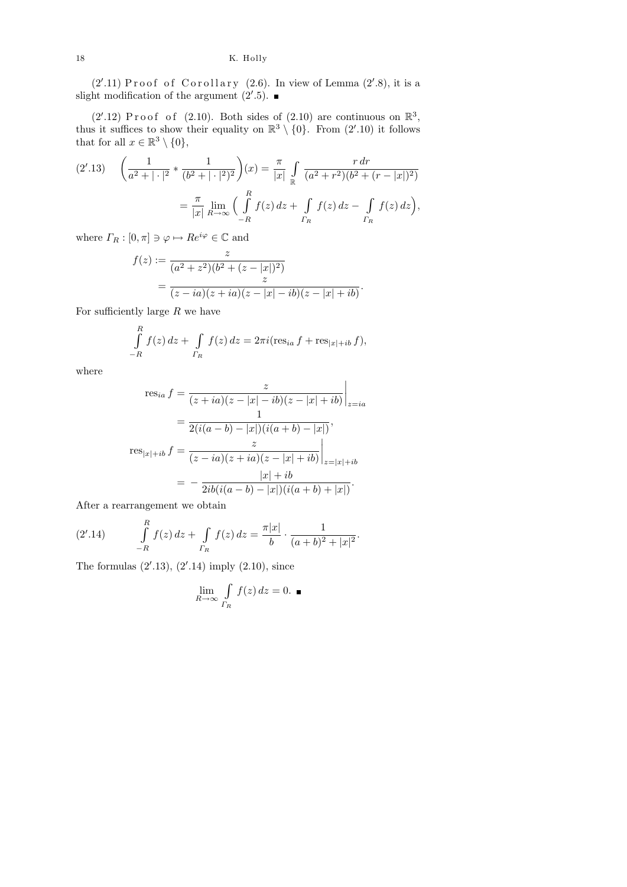(2′.11) Proof of Corollary (2.6). In view of Lemma (2′.8), it is a slight modification of the argument (2′.5). ■

(2′.12) Proof of (2.10). Both sides of (2.10) are continuous on $\mathbb{R}^3$, thus it suffices to show their equality on $\mathbb{R}^3 \setminus \{0\}$. From (2′.10) it follows that for all $x \in \mathbb{R}^3 \setminus \{0\}$,

$$
(2'.13) \quad \left(\frac{1}{a^2 + |\cdot|^2} * \frac{1}{(b^2 + |\cdot|^2)^2}\right)(x) = \frac{\pi}{|x|} \int_{\mathbb{R}} \frac{r\,dr}{(a^2 + r^2)(b^2 + (r - |x|)^2)}
$$

$$
= \frac{\pi}{|x|} \lim_{R\to\infty} \Big( \int_{-R}^{R} f(z)\,dz + \int_{\Gamma_R} f(z)\,dz - \int_{\Gamma_R} f(z)\,dz \Big),
$$

where $\Gamma_R : [0, \pi] \ni \varphi \mapsto Re^{i\varphi} \in \mathbb{C}$ and

$$
f(z) := \frac{z}{(a^2 + z^2)(b^2 + (z - |x|)^2)}
= \frac{z}{(z - ia)(z + ia)(z - |x| - ib)(z - |x| + ib)}.
$$

For sufficiently large $R$ we have

$$
\int_{-R}^{R} f(z)\,dz + \int_{\Gamma_R} f(z)\,dz = 2\pi i(\operatorname{res}_{ia} f + \operatorname{res}_{|x|+ib} f),
$$

where

$$
\operatorname{res}_{ia} f = \frac{z}{(z + ia)(z - |x| - ib)(z - |x| + ib)}\bigg|_{z=ia}
= \frac{1}{2(i(a - b) - |x|)(i(a + b) - |x|)},
$$

$$
\operatorname{res}_{|x|+ib} f = \frac{z}{(z - ia)(z + ia)(z - |x| + ib)}\bigg|_{z=|x|+ib}
= -\frac{|x| + ib}{2ib(i(a - b) - |x|)(i(a + b) + |x|)}.
$$

After a rearrangement we obtain

$$
(2'.14) \qquad \int_{-R}^{R} f(z)\,dz + \int_{\Gamma_R} f(z)\,dz = \frac{\pi|x|}{b} \cdot \frac{1}{(a + b)^2 + |x|^2}.
$$

The formulas (2′.13), (2′.14) imply (2.10), since

$$
\lim_{R\to\infty} \int_{\Gamma_R} f(z)\,dz = 0. \ \blacksquare
$$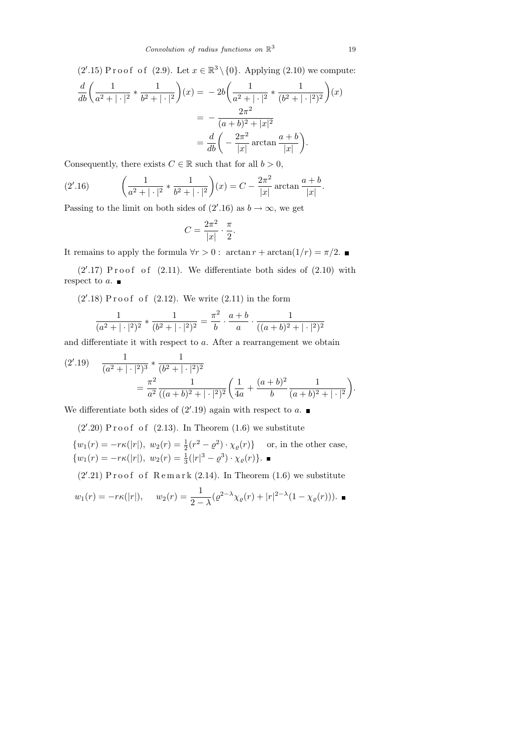(2′.15) P r o o f  o f (2.9). Let $x \in \mathbb{R}^3 \setminus \{0\}$. Applying (2.10) we compute:

$$
\begin{aligned}
\frac{d}{db}\bigg(\frac{1}{a^2+|\cdot|^2} * \frac{1}{b^2+|\cdot|^2}\bigg)(x) &= -2b\bigg(\frac{1}{a^2+|\cdot|^2} * \frac{1}{(b^2+|\cdot|^2)^2}\bigg)(x) \\
&= -\frac{2\pi^2}{(a+b)^2+|x|^2} \\
&= \frac{d}{db}\bigg(-\frac{2\pi^2}{|x|}\arctan\frac{a+b}{|x|}\bigg).
\end{aligned}
$$

Consequently, there exists $C \in \mathbb{R}$ such that for all $b > 0$,

$$
\bigg(\frac{1}{a^2+|\cdot|^2} * \frac{1}{b^2+|\cdot|^2}\bigg)(x) = C - \frac{2\pi^2}{|x|}\arctan\frac{a+b}{|x|}. \tag{2′.16}
$$

Passing to the limit on both sides of (2′.16) as $b \to \infty$, we get

$$
C = \frac{2\pi^2}{|x|} \cdot \frac{\pi}{2}.
$$

It remains to apply the formula $\forall r > 0:\ \arctan r + \arctan(1/r) = \pi/2$. ∎

(2′.17) P r o o f  o f (2.11). We differentiate both sides of (2.10) with respect to $a$. ∎

(2′.18) P r o o f  o f (2.12). We write (2.11) in the form

$$
\frac{1}{(a^2+|\cdot|^2)^2} * \frac{1}{(b^2+|\cdot|^2)^2} = \frac{\pi^2}{b} \cdot \frac{a+b}{a} \cdot \frac{1}{((a+b)^2+|\cdot|^2)^2}
$$

and differentiate it with respect to $a$. After a rearrangement we obtain

$$
\begin{aligned}
&\frac{1}{(a^2+|\cdot|^2)^3} * \frac{1}{(b^2+|\cdot|^2)^2} \\
&\qquad = \frac{\pi^2}{a^2}\frac{1}{((a+b)^2+|\cdot|^2)^2}\bigg(\frac{1}{4a} + \frac{(a+b)^2}{b}\frac{1}{(a+b)^2+|\cdot|^2}\bigg).
\end{aligned} \tag{2′.19}
$$

We differentiate both sides of (2′.19) again with respect to $a$. ∎

(2′.20) P r o o f  o f (2.13). In Theorem (1.6) we substitute

$\{w_1(r) = -r\kappa(|r|),\ w_2(r) = \frac{1}{2}(r^2 - \varrho^2) \cdot \chi_\varrho(r)\}$ or, in the other case,
$\{w_1(r) = -r\kappa(|r|),\ w_2(r) = \frac{1}{3}(|r|^3 - \varrho^3) \cdot \chi_\varrho(r)\}$. ∎

(2′.21) P r o o f  o f R e m a r k (2.14). In Theorem (1.6) we substitute

$$
w_1(r) = -r\kappa(|r|), \quad w_2(r) = \frac{1}{2-\lambda}(\varrho^{2-\lambda}\chi_\varrho(r) + |r|^{2-\lambda}(1-\chi_\varrho(r))). \ ∎
$$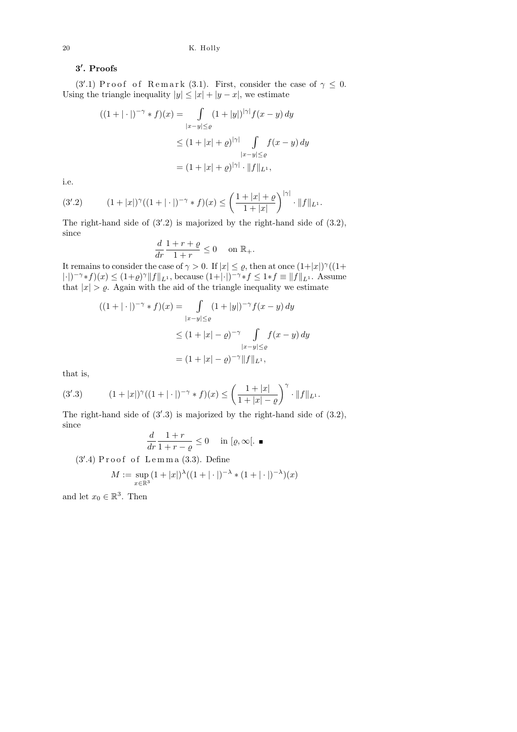## 3′. Proofs

(3′.1) Proof of Remark (3.1). First, consider the case of $\gamma \le 0$. Using the triangle inequality $|y| \le |x| + |y-x|$, we estimate

$$
\begin{aligned}
((1+|\cdot|)^{-\gamma} * f)(x) &= \int\limits_{|x-y|\le\varrho} (1+|y|)^{|\gamma|} f(x-y)\,dy \\
&\le (1+|x|+\varrho)^{|\gamma|} \int\limits_{|x-y|\le\varrho} f(x-y)\,dy \\
&= (1+|x|+\varrho)^{|\gamma|} \cdot \|f\|_{L^1},
\end{aligned}
$$

i.e.

$$
(1+|x|)^{\gamma}((1+|\cdot|)^{-\gamma} * f)(x) \le \left(\frac{1+|x|+\varrho}{1+|x|}\right)^{|\gamma|} \cdot \|f\|_{L^1}. \tag{3′.2}
$$

The right-hand side of (3′.2) is majorized by the right-hand side of (3.2), since

$$
\frac{d}{dr}\frac{1+r+\varrho}{1+r} \le 0 \quad \text{ on } \mathbb{R}_+.
$$

It remains to consider the case of $\gamma > 0$. If $|x| \le \varrho$, then at once $(1+|x|)^{\gamma}((1+|\cdot|)^{-\gamma} * f)(x) \le (1+\varrho)^{\gamma}\|f\|_{L^1}$, because $(1+|\cdot|)^{-\gamma} * f \le 1 * f \equiv \|f\|_{L^1}$. Assume that $|x| > \varrho$. Again with the aid of the triangle inequality we estimate

$$
\begin{aligned}
((1+|\cdot|)^{-\gamma} * f)(x) &= \int\limits_{|x-y|\le\varrho} (1+|y|)^{-\gamma} f(x-y)\,dy \\
&\le (1+|x|-\varrho)^{-\gamma} \int\limits_{|x-y|\le\varrho} f(x-y)\,dy \\
&= (1+|x|-\varrho)^{-\gamma} \|f\|_{L^1},
\end{aligned}
$$

that is,

$$
(1+|x|)^{\gamma}((1+|\cdot|)^{-\gamma} * f)(x) \le \left(\frac{1+|x|}{1+|x|-\varrho}\right)^{\gamma} \cdot \|f\|_{L^1}. \tag{3′.3}
$$

The right-hand side of (3′.3) is majorized by the right-hand side of (3.2), since

$$
\frac{d}{dr}\frac{1+r}{1+r-\varrho} \le 0 \quad \text{ in } [\varrho, \infty[. \ \blacksquare
$$

(3′.4) Proof of Lemma (3.3). Define

$$
M := \sup_{x\in\mathbb{R}^3} (1+|x|)^{\lambda}((1+|\cdot|)^{-\lambda} * (1+|\cdot|)^{-\lambda})(x)
$$

and let $x_0 \in \mathbb{R}^3$. Then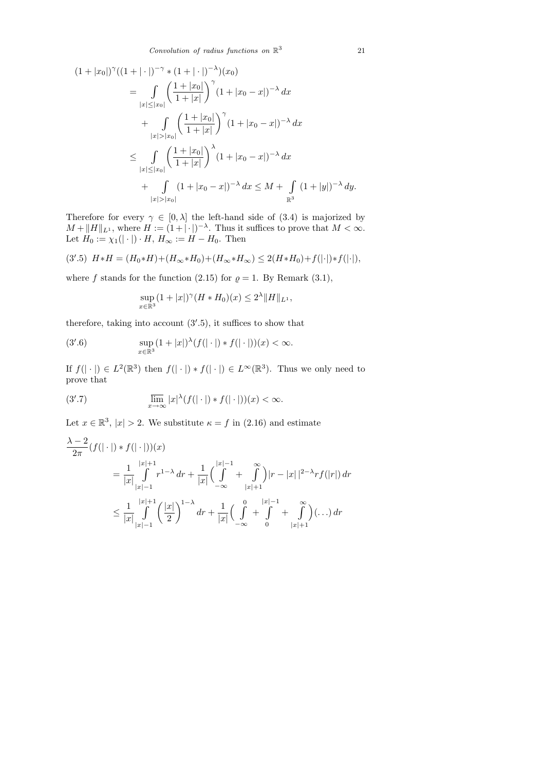$$
\begin{aligned}
(1+|x_0|)^\gamma&((1+|\cdot|)^{-\gamma} * (1+|\cdot|)^{-\lambda})(x_0) \\
&= \int\limits_{|x|\le|x_0|} \left(\frac{1+|x_0|}{1+|x|}\right)^\gamma (1+|x_0-x|)^{-\lambda}\,dx \\
&\quad + \int\limits_{|x|>|x_0|} \left(\frac{1+|x_0|}{1+|x|}\right)^\gamma (1+|x_0-x|)^{-\lambda}\,dx \\
&\le \int\limits_{|x|\le|x_0|} \left(\frac{1+|x_0|}{1+|x|}\right)^\lambda (1+|x_0-x|)^{-\lambda}\,dx \\
&\quad + \int\limits_{|x|>|x_0|} (1+|x_0-x|)^{-\lambda}\,dx \le M + \int\limits_{\mathbb{R}^3} (1+|y|)^{-\lambda}\,dy.
\end{aligned}
$$

Therefore for every $\gamma \in [0,\lambda]$ the left-hand side of (3.4) is majorized by $M + \|H\|_{L^1}$, where $H := (1+|\cdot|)^{-\lambda}$. Thus it suffices to prove that $M < \infty$. Let $H_0 := \chi_1(|\cdot|)\cdot H$, $H_\infty := H - H_0$. Then

$$
(3'.5)\quad H*H = (H_0*H)+(H_\infty*H_0)+(H_\infty*H_\infty) \le 2(H*H_0)+f(|\cdot|)*f(|\cdot|),
$$

where $f$ stands for the function (2.15) for $\varrho = 1$. By Remark (3.1),

$$
\sup_{x\in\mathbb{R}^3} (1+|x|)^\gamma (H*H_0)(x) \le 2^\lambda \|H\|_{L^1},
$$

therefore, taking into account $(3'.5)$, it suffices to show that

$$
(3'.6)\qquad \sup_{x\in\mathbb{R}^3} (1+|x|)^\lambda (f(|\cdot|)*f(|\cdot|))(x) < \infty.
$$

If $f(|\cdot|) \in L^2(\mathbb{R}^3)$ then $f(|\cdot|)*f(|\cdot|) \in L^\infty(\mathbb{R}^3)$. Thus we only need to prove that

$$
(3'.7)\qquad \varlimsup_{x\to\infty} |x|^\lambda (f(|\cdot|)*f(|\cdot|))(x) < \infty.
$$

Let $x \in \mathbb{R}^3$, $|x| > 2$. We substitute $\kappa = f$ in (2.16) and estimate

$$
\begin{aligned}
\frac{\lambda-2}{2\pi}&(f(|\cdot|)*f(|\cdot|))(x) \\
&= \frac{1}{|x|}\int\limits_{|x|-1}^{|x|+1} r^{1-\lambda}\,dr + \frac{1}{|x|}\Big(\int\limits_{-\infty}^{|x|-1} + \int\limits_{|x|+1}^{\infty}\Big) \big|r-|x|\big|^{2-\lambda} r f(|r|)\,dr \\
&\le \frac{1}{|x|}\int\limits_{|x|-1}^{|x|+1} \left(\frac{|x|}{2}\right)^{1-\lambda} dr + \frac{1}{|x|}\Big(\int\limits_{-\infty}^{0} + \int\limits_{0}^{|x|-1} + \int\limits_{|x|+1}^{\infty}\Big)(\ldots)\,dr
\end{aligned}
$$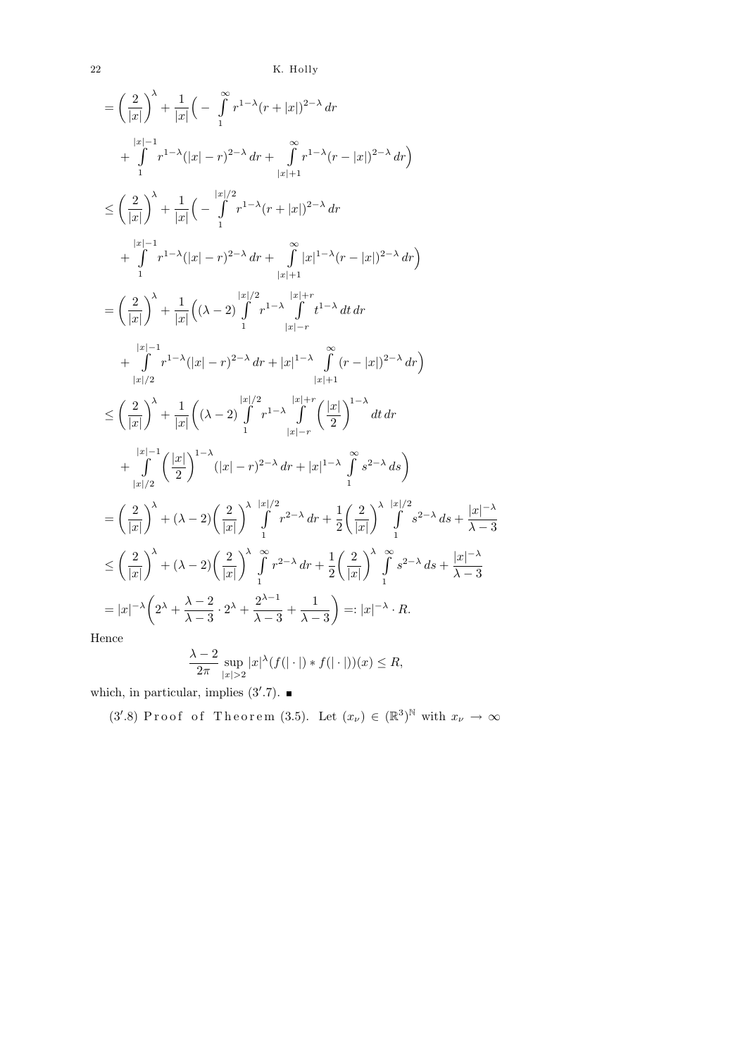$$
\begin{aligned}
&= \Big(\frac{2}{|x|}\Big)^{\lambda} + \frac{1}{|x|}\Big( - \int\limits_{1}^{\infty} r^{1-\lambda}(r+|x|)^{2-\lambda}\,dr \\
&\quad + \int\limits_{1}^{|x|-1} r^{1-\lambda}(|x|-r)^{2-\lambda}\,dr + \int\limits_{|x|+1}^{\infty} r^{1-\lambda}(r-|x|)^{2-\lambda}\,dr\Big) \\
&\le \Big(\frac{2}{|x|}\Big)^{\lambda} + \frac{1}{|x|}\Big( - \int\limits_{1}^{|x|/2} r^{1-\lambda}(r+|x|)^{2-\lambda}\,dr \\
&\quad + \int\limits_{1}^{|x|-1} r^{1-\lambda}(|x|-r)^{2-\lambda}\,dr + \int\limits_{|x|+1}^{\infty} |x|^{1-\lambda}(r-|x|)^{2-\lambda}\,dr\Big) \\
&= \Big(\frac{2}{|x|}\Big)^{\lambda} + \frac{1}{|x|}\Big( (\lambda-2)\int\limits_{1}^{|x|/2} r^{1-\lambda}\int\limits_{|x|-r}^{|x|+r} t^{1-\lambda}\,dt\,dr \\
&\quad + \int\limits_{|x|/2}^{|x|-1} r^{1-\lambda}(|x|-r)^{2-\lambda}\,dr + |x|^{1-\lambda}\int\limits_{|x|+1}^{\infty} (r-|x|)^{2-\lambda}\,dr\Big) \\
&\le \Big(\frac{2}{|x|}\Big)^{\lambda} + \frac{1}{|x|}\Big( (\lambda-2)\int\limits_{1}^{|x|/2} r^{1-\lambda}\int\limits_{|x|-r}^{|x|+r} \Big(\frac{|x|}{2}\Big)^{1-\lambda}\,dt\,dr \\
&\quad + \int\limits_{|x|/2}^{|x|-1} \Big(\frac{|x|}{2}\Big)^{1-\lambda}(|x|-r)^{2-\lambda}\,dr + |x|^{1-\lambda}\int\limits_{1}^{\infty} s^{2-\lambda}\,ds\Big) \\
&= \Big(\frac{2}{|x|}\Big)^{\lambda} + (\lambda-2)\Big(\frac{2}{|x|}\Big)^{\lambda}\int\limits_{1}^{|x|/2} r^{2-\lambda}\,dr + \frac{1}{2}\Big(\frac{2}{|x|}\Big)^{\lambda}\int\limits_{1}^{|x|/2} s^{2-\lambda}\,ds + \frac{|x|^{-\lambda}}{\lambda-3} \\
&\le \Big(\frac{2}{|x|}\Big)^{\lambda} + (\lambda-2)\Big(\frac{2}{|x|}\Big)^{\lambda}\int\limits_{1}^{\infty} r^{2-\lambda}\,dr + \frac{1}{2}\Big(\frac{2}{|x|}\Big)^{\lambda}\int\limits_{1}^{\infty} s^{2-\lambda}\,ds + \frac{|x|^{-\lambda}}{\lambda-3} \\
&= |x|^{-\lambda}\Big(2^{\lambda} + \frac{\lambda-2}{\lambda-3}\cdot 2^{\lambda} + \frac{2^{\lambda-1}}{\lambda-3} + \frac{1}{\lambda-3}\Big) =: |x|^{-\lambda}\cdot R.
\end{aligned}
$$

Hence

$$
\frac{\lambda-2}{2\pi}\sup_{|x|>2} |x|^{\lambda}(f(|\cdot|) * f(|\cdot|))(x) \le R,
$$

which, in particular, implies $(3'.7)$. ■

$(3'.8)$ Proof of Theorem (3.5). Let $(x_\nu) \in (\mathbb{R}^3)^{\mathbb{N}}$ with $x_\nu \to \infty$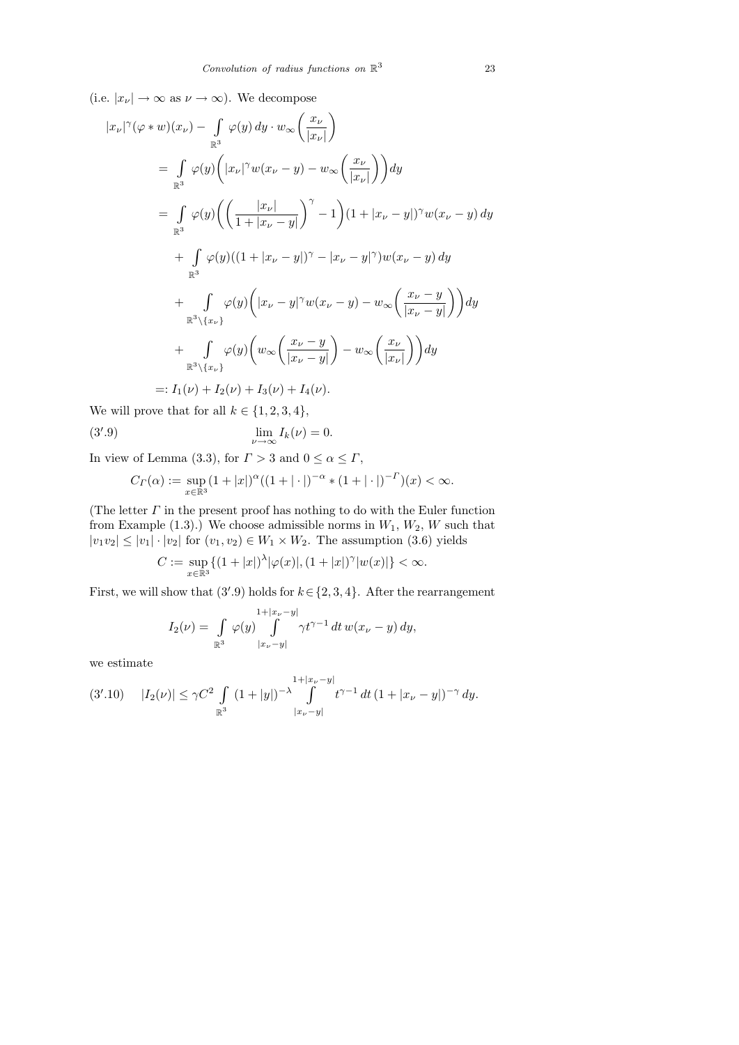(i.e. $|x_\nu| \to \infty$ as $\nu \to \infty$). We decompose

$$
\begin{aligned}
|x_\nu|^\gamma(\varphi * w)(x_\nu) &- \int_{\mathbb{R}^3} \varphi(y)\,dy \cdot w_\infty\Big(\frac{x_\nu}{|x_\nu|}\Big) \\
&= \int_{\mathbb{R}^3} \varphi(y)\Big(|x_\nu|^\gamma w(x_\nu - y) - w_\infty\Big(\frac{x_\nu}{|x_\nu|}\Big)\Big)dy \\
&= \int_{\mathbb{R}^3} \varphi(y)\Big(\Big(\frac{|x_\nu|}{1+|x_\nu - y|}\Big)^\gamma - 1\Big)(1+|x_\nu - y|)^\gamma w(x_\nu - y)\,dy \\
&\quad + \int_{\mathbb{R}^3} \varphi(y)((1+|x_\nu - y|)^\gamma - |x_\nu - y|^\gamma) w(x_\nu - y)\,dy \\
&\quad + \int_{\mathbb{R}^3\setminus\{x_\nu\}} \varphi(y)\Big(|x_\nu - y|^\gamma w(x_\nu - y) - w_\infty\Big(\frac{x_\nu - y}{|x_\nu - y|}\Big)\Big)dy \\
&\quad + \int_{\mathbb{R}^3\setminus\{x_\nu\}} \varphi(y)\Big(w_\infty\Big(\frac{x_\nu - y}{|x_\nu - y|}\Big) - w_\infty\Big(\frac{x_\nu}{|x_\nu|}\Big)\Big)dy \\
&=: I_1(\nu) + I_2(\nu) + I_3(\nu) + I_4(\nu).
\end{aligned}
$$

We will prove that for all $k \in \{1,2,3,4\}$,

$$
\lim_{\nu\to\infty} I_k(\nu) = 0. \tag{3'.9}
$$

In view of Lemma (3.3), for $\Gamma > 3$ and $0 \le \alpha \le \Gamma$,

$$
C_\Gamma(\alpha) := \sup_{x\in\mathbb{R}^3} (1+|x|)^\alpha((1+|\cdot|)^{-\alpha} * (1+|\cdot|)^{-\Gamma})(x) < \infty.
$$

(The letter $\Gamma$ in the present proof has nothing to do with the Euler function from Example (1.3).) We choose admissible norms in $W_1$, $W_2$, $W$ such that $|v_1 v_2| \le |v_1| \cdot |v_2|$ for $(v_1, v_2) \in W_1 \times W_2$. The assumption (3.6) yields

$$
C := \sup_{x\in\mathbb{R}^3} \{(1+|x|)^\lambda |\varphi(x)|, (1+|x|)^\gamma |w(x)|\} < \infty.
$$

First, we will show that (3′.9) holds for $k \in \{2,3,4\}$. After the rearrangement

$$
I_2(\nu) = \int_{\mathbb{R}^3} \varphi(y) \int_{|x_\nu - y|}^{1+|x_\nu - y|} \gamma t^{\gamma-1}\,dt\, w(x_\nu - y)\,dy,
$$

we estimate

$$
|I_2(\nu)| \le \gamma C^2 \int_{\mathbb{R}^3} (1+|y|)^{-\lambda} \int_{|x_\nu - y|}^{1+|x_\nu - y|} t^{\gamma-1}\,dt\,(1+|x_\nu - y|)^{-\gamma}\,dy. \tag{3'.10}
$$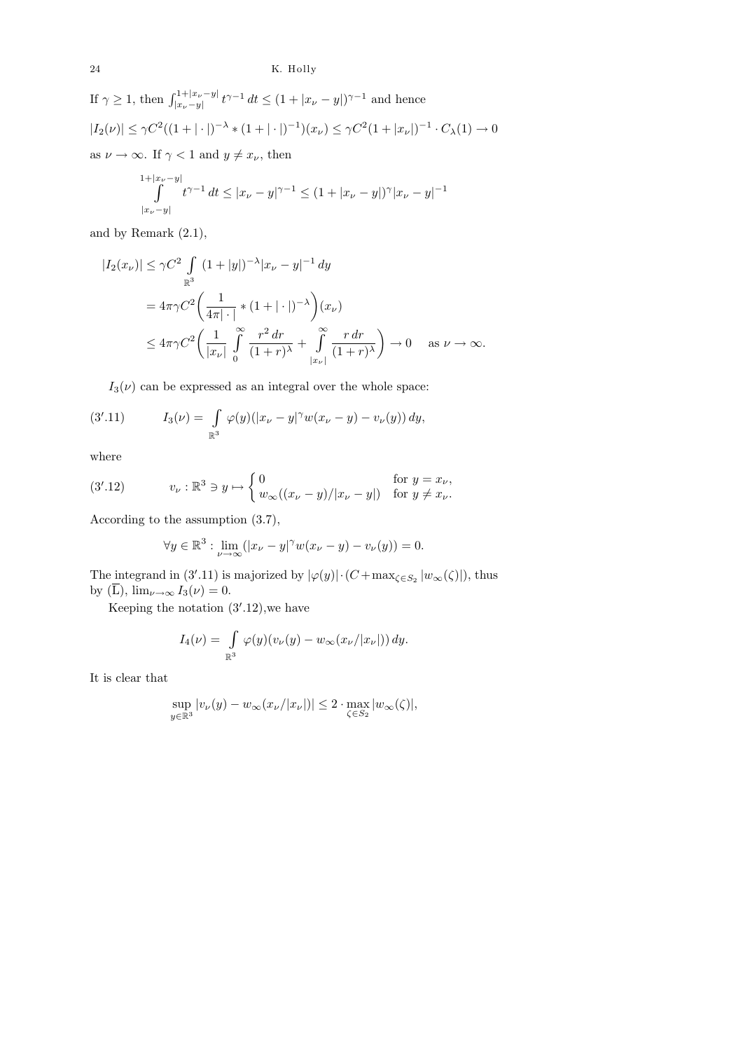If $\gamma \geq 1$, then $\int_{|x_\nu - y|}^{1+|x_\nu - y|} t^{\gamma-1}\, dt \leq (1 + |x_\nu - y|)^{\gamma-1}$ and hence

$$|I_2(\nu)| \leq \gamma C^2 ((1 + |\cdot|)^{-\lambda} * (1 + |\cdot|)^{-1})(x_\nu) \leq \gamma C^2 (1 + |x_\nu|)^{-1} \cdot C_\lambda(1) \to 0$$

as $\nu \to \infty$. If $\gamma < 1$ and $y \neq x_\nu$, then

$$\int\limits_{|x_\nu - y|}^{1+|x_\nu - y|} t^{\gamma-1}\, dt \leq |x_\nu - y|^{\gamma-1} \leq (1 + |x_\nu - y|)^{\gamma} |x_\nu - y|^{-1}$$

and by Remark (2.1),

$$\begin{aligned}
|I_2(x_\nu)| &\leq \gamma C^2 \int\limits_{\mathbb{R}^3} (1 + |y|)^{-\lambda} |x_\nu - y|^{-1}\, dy \\
&= 4\pi\gamma C^2 \bigg( \frac{1}{4\pi|\cdot|} * (1 + |\cdot|)^{-\lambda} \bigg)(x_\nu) \\
&\leq 4\pi\gamma C^2 \bigg( \frac{1}{|x_\nu|} \int\limits_0^\infty \frac{r^2\, dr}{(1+r)^\lambda} + \int\limits_{|x_\nu|}^\infty \frac{r\, dr}{(1+r)^\lambda} \bigg) \to 0 \quad \text{ as } \nu \to \infty.
\end{aligned}$$

$I_3(\nu)$ can be expressed as an integral over the whole space:

$$I_3(\nu) = \int\limits_{\mathbb{R}^3} \varphi(y)(|x_\nu - y|^\gamma w(x_\nu - y) - v_\nu(y))\, dy, \tag{3'.11}$$

where

$$v_\nu : \mathbb{R}^3 \ni y \mapsto \begin{cases} 0 & \text{for } y = x_\nu, \\ w_\infty((x_\nu - y)/|x_\nu - y|) & \text{for } y \neq x_\nu. \end{cases} \tag{3'.12}$$

According to the assumption (3.7),

$$\forall y \in \mathbb{R}^3 : \lim_{\nu\to\infty} (|x_\nu - y|^\gamma w(x_\nu - y) - v_\nu(y)) = 0.$$

The integrand in (3'.11) is majorized by $|\varphi(y)| \cdot (C + \max_{\zeta \in S_2} |w_\infty(\zeta)|)$, thus by $(\overline{\mathrm{L}})$, $\lim_{\nu\to\infty} I_3(\nu) = 0$.

Keeping the notation (3'.12),we have

$$I_4(\nu) = \int\limits_{\mathbb{R}^3} \varphi(y)(v_\nu(y) - w_\infty(x_\nu/|x_\nu|))\, dy.$$

It is clear that

$$\sup_{y\in\mathbb{R}^3} |v_\nu(y) - w_\infty(x_\nu/|x_\nu|)| \leq 2 \cdot \max_{\zeta\in S_2} |w_\infty(\zeta)|,$$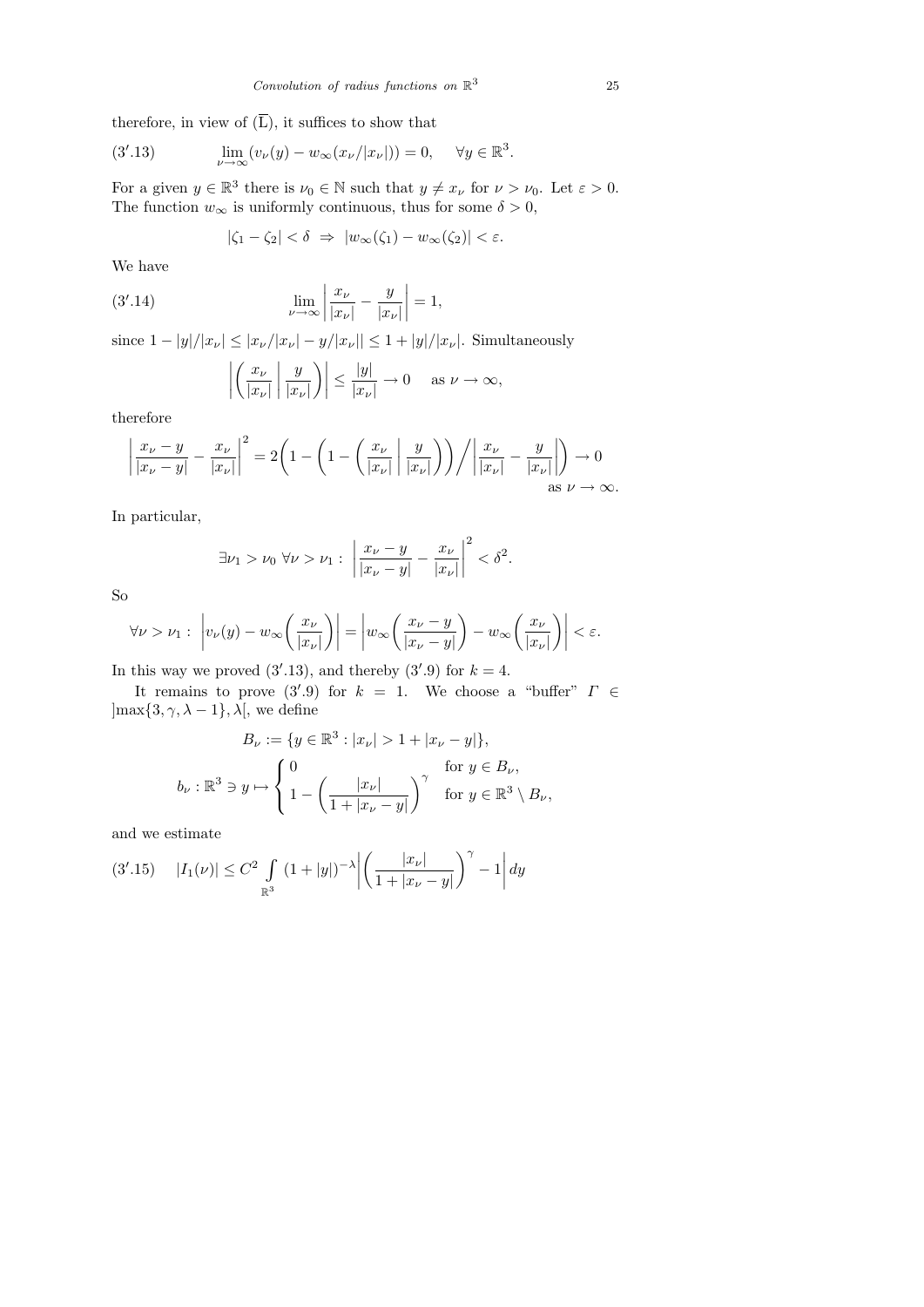therefore, in view of ($\overline{\mathrm{L}}$), it suffices to show that

$$(3'.13) \qquad \lim_{\nu\to\infty}(v_\nu(y) - w_\infty(x_\nu/|x_\nu|)) = 0, \quad \forall y \in \mathbb{R}^3.$$

For a given $y \in \mathbb{R}^3$ there is $\nu_0 \in \mathbb{N}$ such that $y \neq x_\nu$ for $\nu > \nu_0$. Let $\varepsilon > 0$. The function $w_\infty$ is uniformly continuous, thus for some $\delta > 0$,

$$|\zeta_1 - \zeta_2| < \delta \;\Rightarrow\; |w_\infty(\zeta_1) - w_\infty(\zeta_2)| < \varepsilon.$$

We have

$$(3'.14) \qquad \lim_{\nu\to\infty}\left|\frac{x_\nu}{|x_\nu|} - \frac{y}{|x_\nu|}\right| = 1,$$

since $1 - |y|/|x_\nu| \le |x_\nu/|x_\nu| - y/|x_\nu|| \le 1 + |y|/|x_\nu|$. Simultaneously

$$\left|\left(\frac{x_\nu}{|x_\nu|}\,\middle|\,\frac{y}{|x_\nu|}\right)\right| \le \frac{|y|}{|x_\nu|} \to 0 \quad \text{as } \nu \to \infty,$$

therefore

$$\left|\frac{x_\nu - y}{|x_\nu - y|} - \frac{x_\nu}{|x_\nu|}\right|^2 = 2\left(1 - \left(1 - \left(\frac{x_\nu}{|x_\nu|}\,\middle|\,\frac{y}{|x_\nu|}\right)\right)\Big/\left|\frac{x_\nu}{|x_\nu|} - \frac{y}{|x_\nu|}\right|\right) \to 0 \quad \text{as } \nu \to \infty.$$

In particular,

$$\exists \nu_1 > \nu_0 \;\forall \nu > \nu_1 : \;\left|\frac{x_\nu - y}{|x_\nu - y|} - \frac{x_\nu}{|x_\nu|}\right|^2 < \delta^2.$$

So

$$\forall \nu > \nu_1 : \;\left|v_\nu(y) - w_\infty\left(\frac{x_\nu}{|x_\nu|}\right)\right| = \left|w_\infty\left(\frac{x_\nu - y}{|x_\nu - y|}\right) - w_\infty\left(\frac{x_\nu}{|x_\nu|}\right)\right| < \varepsilon.$$

In this way we proved (3′.13), and thereby (3′.9) for $k = 4$.

It remains to prove (3′.9) for $k = 1$. We choose a "buffer" $\Gamma \in\, ]\max\{3, \gamma, \lambda - 1\}, \lambda[$, we define

$$B_\nu := \{y \in \mathbb{R}^3 : |x_\nu| > 1 + |x_\nu - y|\},$$

$$b_\nu : \mathbb{R}^3 \ni y \mapsto \begin{cases} 0 & \text{for } y \in B_\nu, \\ 1 - \left(\dfrac{|x_\nu|}{1 + |x_\nu - y|}\right)^\gamma & \text{for } y \in \mathbb{R}^3 \setminus B_\nu, \end{cases}$$

and we estimate

$$(3'.15) \qquad |I_1(\nu)| \le C^2 \int_{\mathbb{R}^3} (1 + |y|)^{-\lambda}\left|\left(\frac{|x_\nu|}{1 + |x_\nu - y|}\right)^\gamma - 1\right| dy$$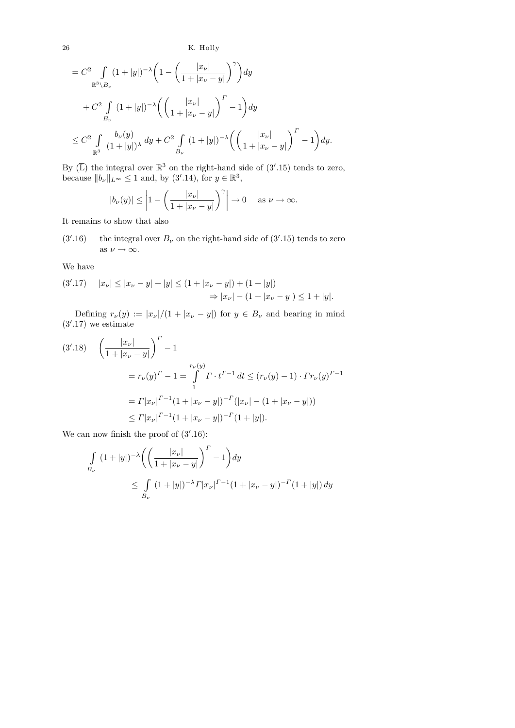$$
\begin{aligned}
&= C^2 \int\limits_{\mathbb{R}^3 \setminus B_\nu} (1+|y|)^{-\lambda} \left( 1 - \left( \frac{|x_\nu|}{1+|x_\nu - y|} \right)^{\gamma} \right) dy \\
&\quad + C^2 \int\limits_{B_\nu} (1+|y|)^{-\lambda} \left( \left( \frac{|x_\nu|}{1+|x_\nu - y|} \right)^{\Gamma} - 1 \right) dy \\
&\le C^2 \int\limits_{\mathbb{R}^3} \frac{b_\nu(y)}{(1+|y|)^{\lambda}}\, dy + C^2 \int\limits_{B_\nu} (1+|y|)^{-\lambda} \left( \left( \frac{|x_\nu|}{1+|x_\nu - y|} \right)^{\Gamma} - 1 \right) dy.
\end{aligned}
$$

By $(\overline{\mathrm{L}})$ the integral over $\mathbb{R}^3$ on the right-hand side of $(3'.15)$ tends to zero, because $\|b_\nu\|_{L^\infty} \le 1$ and, by $(3'.14)$, for $y \in \mathbb{R}^3$,

$$
|b_\nu(y)| \le \left| 1 - \left( \frac{|x_\nu|}{1+|x_\nu - y|} \right)^{\gamma} \right| \to 0 \quad \text{as } \nu \to \infty.
$$

It remains to show that also

$(3'.16)$ the integral over $B_\nu$ on the right-hand side of $(3'.15)$ tends to zero as $\nu \to \infty$.

We have

$$
(3'.17) \qquad |x_\nu| \le |x_\nu - y| + |y| \le (1+|x_\nu - y|) + (1+|y|) \\
\Rightarrow |x_\nu| - (1+|x_\nu - y|) \le 1+|y|.
$$

Defining $r_\nu(y) := |x_\nu|/(1+|x_\nu - y|)$ for $y \in B_\nu$ and bearing in mind $(3'.17)$ we estimate

$$
\begin{aligned}
(3'.18) \quad & \left( \frac{|x_\nu|}{1+|x_\nu - y|} \right)^{\Gamma} - 1 \\
&= r_\nu(y)^{\Gamma} - 1 = \int\limits_1^{r_\nu(y)} \Gamma \cdot t^{\Gamma - 1}\, dt \le (r_\nu(y) - 1) \cdot \Gamma r_\nu(y)^{\Gamma - 1} \\
&= \Gamma |x_\nu|^{\Gamma - 1} (1+|x_\nu - y|)^{-\Gamma} (|x_\nu| - (1+|x_\nu - y|)) \\
&\le \Gamma |x_\nu|^{\Gamma - 1} (1+|x_\nu - y|)^{-\Gamma} (1+|y|).
\end{aligned}
$$

We can now finish the proof of $(3'.16)$:

$$
\begin{aligned}
&\int\limits_{B_\nu} (1+|y|)^{-\lambda} \left( \left( \frac{|x_\nu|}{1+|x_\nu - y|} \right)^{\Gamma} - 1 \right) dy \\
&\qquad \le \int\limits_{B_\nu} (1+|y|)^{-\lambda} \Gamma |x_\nu|^{\Gamma - 1} (1+|x_\nu - y|)^{-\Gamma} (1+|y|)\, dy
\end{aligned}
$$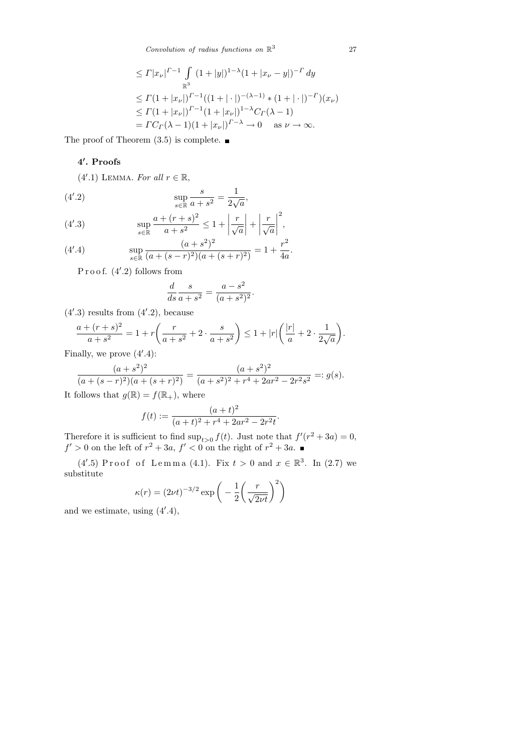$$
\begin{aligned}
&\le \Gamma |x_\nu|^{\Gamma-1} \int\limits_{\mathbb{R}^3} (1+|y|)^{1-\lambda}(1+|x_\nu - y|)^{-\Gamma}\,dy \\
&\le \Gamma(1+|x_\nu|)^{\Gamma-1}((1+|\cdot|)^{-(\lambda-1)} * (1+|\cdot|)^{-\Gamma})(x_\nu) \\
&\le \Gamma(1+|x_\nu|)^{\Gamma-1}(1+|x_\nu|)^{1-\lambda} C_\Gamma(\lambda-1) \\
&= \Gamma C_\Gamma(\lambda-1)(1+|x_\nu|)^{\Gamma-\lambda} \to 0 \quad \text{ as } \nu \to \infty.
\end{aligned}
$$

The proof of Theorem (3.5) is complete. ■

## 4′. Proofs

(4′.1) Lemma. *For all* $r \in \mathbb{R}$,

$$
\sup_{s\in\mathbb{R}} \frac{s}{a+s^2} = \frac{1}{2\sqrt{a}}, \tag{4′.2}
$$

$$
\sup_{s\in\mathbb{R}} \frac{a+(r+s)^2}{a+s^2} \le 1 + \left|\frac{r}{\sqrt{a}}\right| + \left|\frac{r}{\sqrt{a}}\right|^2, \tag{4′.3}
$$

$$
\sup_{s\in\mathbb{R}} \frac{(a+s^2)^2}{(a+(s-r)^2)(a+(s+r)^2)} = 1 + \frac{r^2}{4a}. \tag{4′.4}
$$

P r o o f. (4′.2) follows from

$$
\frac{d}{ds}\frac{s}{a+s^2} = \frac{a-s^2}{(a+s^2)^2}.
$$

(4′.3) results from (4′.2), because

$$
\frac{a+(r+s)^2}{a+s^2} = 1 + r\left(\frac{r}{a+s^2} + 2\cdot\frac{s}{a+s^2}\right) \le 1 + |r|\left(\frac{|r|}{a} + 2\cdot\frac{1}{2\sqrt{a}}\right).
$$

Finally, we prove (4′.4):

$$
\frac{(a+s^2)^2}{(a+(s-r)^2)(a+(s+r)^2)} = \frac{(a+s^2)^2}{(a+s^2)^2 + r^4 + 2ar^2 - 2r^2s^2} =: g(s).
$$

It follows that $g(\mathbb{R}) = f(\mathbb{R}_+)$, where

$$
f(t) := \frac{(a+t)^2}{(a+t)^2 + r^4 + 2ar^2 - 2r^2 t}.
$$

Therefore it is sufficient to find $\sup_{t>0} f(t)$. Just note that $f'(r^2+3a) = 0$, $f' > 0$ on the left of $r^2+3a$, $f' < 0$ on the right of $r^2+3a$. ■

(4′.5) P r o o f o f L e m m a (4.1). Fix $t > 0$ and $x \in \mathbb{R}^3$. In (2.7) we substitute

$$
\kappa(r) = (2\nu t)^{-3/2} \exp\left(-\frac{1}{2}\left(\frac{r}{\sqrt{2\nu t}}\right)^2\right)
$$

and we estimate, using (4′.4),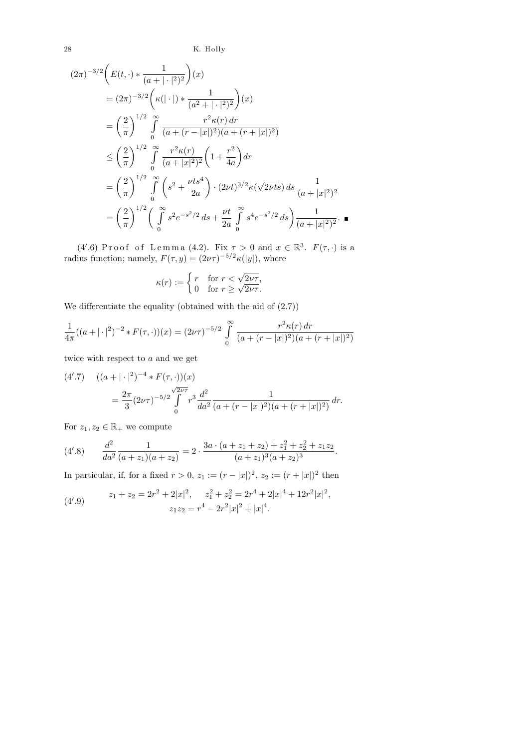$$
\begin{aligned}
(2\pi)^{-3/2}&\bigg(E(t,\cdot) * \frac{1}{(a+|\cdot|^2)^2}\bigg)(x) \\
&= (2\pi)^{-3/2}\bigg(\kappa(|\cdot|) * \frac{1}{(a^2+|\cdot|^2)^2}\bigg)(x) \\
&= \left(\frac{2}{\pi}\right)^{1/2} \int_0^\infty \frac{r^2\kappa(r)\,dr}{(a+(r-|x|)^2)(a+(r+|x|)^2)} \\
&\le \left(\frac{2}{\pi}\right)^{1/2} \int_0^\infty \frac{r^2\kappa(r)}{(a+|x|^2)^2}\bigg(1+\frac{r^2}{4a}\bigg)\,dr \\
&= \left(\frac{2}{\pi}\right)^{1/2} \int_0^\infty \bigg(s^2+\frac{\nu t s^4}{2a}\bigg)\cdot(2\nu t)^{3/2}\kappa(\sqrt{2\nu t}s)\,ds\,\frac{1}{(a+|x|^2)^2} \\
&= \left(\frac{2}{\pi}\right)^{1/2}\bigg(\int_0^\infty s^2 e^{-s^2/2}\,ds + \frac{\nu t}{2a}\int_0^\infty s^4 e^{-s^2/2}\,ds\bigg)\frac{1}{(a+|x|^2)^2}. \ \blacksquare
\end{aligned}
$$

(4′.6) Proof of Lemma (4.2). Fix $\tau > 0$ and $x \in \mathbb{R}^3$. $F(\tau,\cdot)$ is a radius function; namely, $F(\tau,y) = (2\nu\tau)^{-5/2}\kappa(|y|)$, where

$$
\kappa(r) := \begin{cases} r & \text{for } r < \sqrt{2\nu\tau}, \\ 0 & \text{for } r \ge \sqrt{2\nu\tau}. \end{cases}
$$

We differentiate the equality (obtained with the aid of (2.7))

$$
\frac{1}{4\pi}((a+|\cdot|^2)^{-2} * F(\tau,\cdot))(x) = (2\nu\tau)^{-5/2}\int_0^\infty \frac{r^2\kappa(r)\,dr}{(a+(r-|x|)^2)(a+(r+|x|)^2)}
$$

twice with respect to $a$ and we get

$$
\begin{aligned}
(4'.7)\quad &((a+|\cdot|^2)^{-4} * F(\tau,\cdot))(x) \\
&= \frac{2\pi}{3}(2\nu\tau)^{-5/2}\int_0^{\sqrt{2\nu\tau}} r^3 \frac{d^2}{da^2}\frac{1}{(a+(r-|x|)^2)(a+(r+|x|)^2)}\,dr.
\end{aligned}
$$

For $z_1, z_2 \in \mathbb{R}_+$ we compute

$$
(4'.8)\qquad \frac{d^2}{da^2}\frac{1}{(a+z_1)(a+z_2)} = 2\cdot\frac{3a\cdot(a+z_1+z_2)+z_1^2+z_2^2+z_1z_2}{(a+z_1)^3(a+z_2)^3}.
$$

In particular, if, for a fixed $r > 0$, $z_1 := (r-|x|)^2$, $z_2 := (r+|x|)^2$ then

$$
(4'.9)\qquad
\begin{aligned}
z_1+z_2 = 2r^2+2|x|^2, \quad z_1^2+z_2^2 &= 2r^4+2|x|^4+12r^2|x|^2, \\
z_1z_2 &= r^4-2r^2|x|^2+|x|^4.
\end{aligned}
$$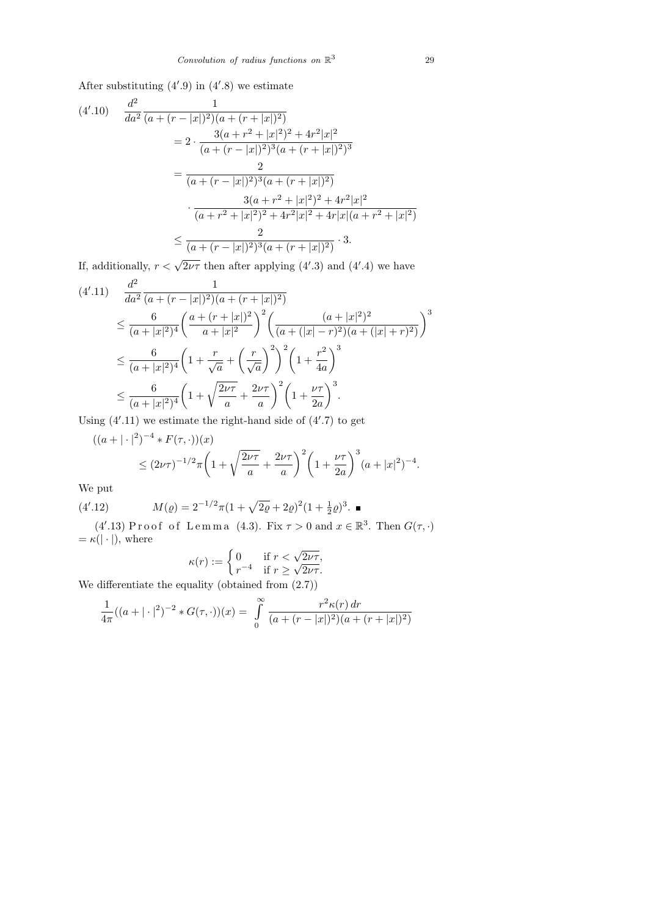After substituting (4′.9) in (4′.8) we estimate

$$
(4'.10)\qquad \begin{aligned}
\frac{d^2}{da^2}&\frac{1}{(a+(r-|x|)^2)(a+(r+|x|)^2)}\\
&= 2\cdot\frac{3(a+r^2+|x|^2)^2+4r^2|x|^2}{(a+(r-|x|)^2)^3(a+(r+|x|)^2)^3}\\
&= \frac{2}{(a+(r-|x|)^2)^3(a+(r+|x|)^2)}\\
&\quad\cdot\frac{3(a+r^2+|x|^2)^2+4r^2|x|^2}{(a+r^2+|x|^2)^2+4r^2|x|^2+4r|x|(a+r^2+|x|^2)}\\
&\le \frac{2}{(a+(r-|x|)^2)^3(a+(r+|x|)^2)}\cdot 3.
\end{aligned}
$$

If, additionally, $r<\sqrt{2\nu\tau}$ then after applying (4′.3) and (4′.4) we have

$$
(4'.11)\qquad \begin{aligned}
\frac{d^2}{da^2}&\frac{1}{(a+(r-|x|)^2)(a+(r+|x|)^2)}\\
&\le \frac{6}{(a+|x|^2)^4}\bigg(\frac{a+(r+|x|)^2}{a+|x|^2}\bigg)^2\bigg(\frac{(a+|x|^2)^2}{(a+(|x|-r)^2)(a+(|x|+r)^2)}\bigg)^3\\
&\le \frac{6}{(a+|x|^2)^4}\bigg(1+\frac{r}{\sqrt{a}}+\Big(\frac{r}{\sqrt{a}}\Big)^2\bigg)^2\bigg(1+\frac{r^2}{4a}\bigg)^3\\
&\le \frac{6}{(a+|x|^2)^4}\bigg(1+\sqrt{\frac{2\nu\tau}{a}}+\frac{2\nu\tau}{a}\bigg)^2\bigg(1+\frac{\nu\tau}{2a}\bigg)^3.
\end{aligned}
$$

Using (4′.11) we estimate the right-hand side of (4′.7) to get

$$
\begin{aligned}
((a+|\cdot|^2)^{-4}&*F(\tau,\cdot))(x)\\
&\le (2\nu\tau)^{-1/2}\pi\bigg(1+\sqrt{\frac{2\nu\tau}{a}}+\frac{2\nu\tau}{a}\bigg)^2\bigg(1+\frac{\nu\tau}{2a}\bigg)^3(a+|x|^2)^{-4}.
\end{aligned}
$$

We put

$$
(4'.12)\qquad M(\varrho)=2^{-1/2}\pi(1+\sqrt{2\varrho}+2\varrho)^2(1+\tfrac{1}{2}\varrho)^3. \ \blacksquare
$$

(4′.13) Proof of Lemma (4.3). Fix $\tau>0$ and $x\in\mathbb{R}^3$. Then $G(\tau,\cdot)=\kappa(|\cdot|)$, where

$$
\kappa(r):=\begin{cases}0 & \text{if } r<\sqrt{2\nu\tau},\\ r^{-4} & \text{if } r\ge\sqrt{2\nu\tau}.\end{cases}
$$

We differentiate the equality (obtained from (2.7))

$$
\frac{1}{4\pi}((a+|\cdot|^2)^{-2}*G(\tau,\cdot))(x)=\int_0^\infty\frac{r^2\kappa(r)\,dr}{(a+(r-|x|)^2)(a+(r+|x|)^2)}
$$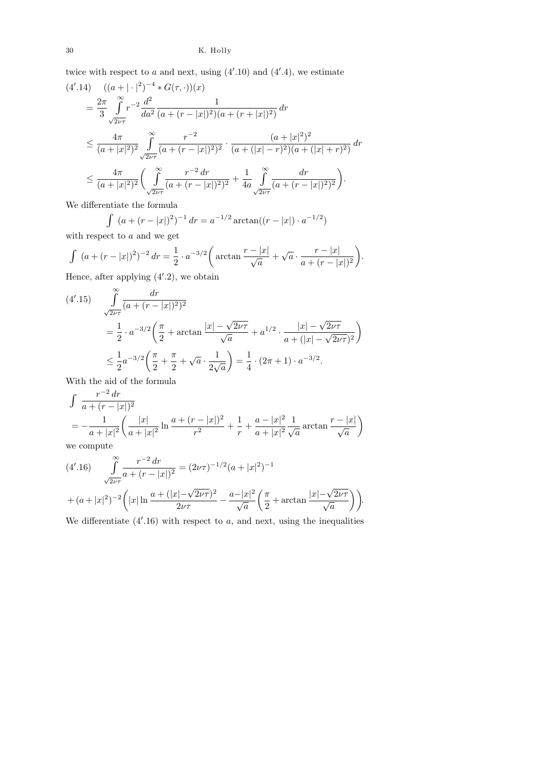twice with respect to $a$ and next, using $(4'.10)$ and $(4'.4)$, we estimate

$$(4'.14)\quad ((a+|\cdot|^2)^{-4} * G(\tau,\cdot))(x)$$

$$= \frac{2\pi}{3}\int_{\sqrt{2\nu\tau}}^{\infty} r^{-2}\frac{d^2}{da^2}\frac{1}{(a+(r-|x|)^2)(a+(r+|x|)^2)}\,dr$$

$$\le \frac{4\pi}{(a+|x|^2)^2}\int_{\sqrt{2\nu\tau}}^{\infty}\frac{r^{-2}}{(a+(r-|x|)^2)^2}\cdot\frac{(a+|x|^2)^2}{(a+(|x|-r)^2)(a+(|x|+r)^2)}\,dr$$

$$\le \frac{4\pi}{(a+|x|^2)^2}\bigg(\int_{\sqrt{2\nu\tau}}^{\infty}\frac{r^{-2}\,dr}{(a+(r-|x|)^2)^2} + \frac{1}{4a}\int_{\sqrt{2\nu\tau}}^{\infty}\frac{dr}{(a+(r-|x|)^2)^2}\bigg).$$

We differentiate the formula

$$\int (a+(r-|x|)^2)^{-1}\,dr = a^{-1/2}\arctan((r-|x|)\cdot a^{-1/2})$$

with respect to $a$ and we get

$$\int (a+(r-|x|)^2)^{-2}\,dr = \frac{1}{2}\cdot a^{-3/2}\bigg(\arctan\frac{r-|x|}{\sqrt{a}} + \sqrt{a}\cdot\frac{r-|x|}{a+(r-|x|)^2}\bigg).$$

Hence, after applying $(4'.2)$, we obtain

$$(4'.15)\quad \int_{\sqrt{2\nu\tau}}^{\infty}\frac{dr}{(a+(r-|x|)^2)^2}$$

$$= \frac{1}{2}\cdot a^{-3/2}\bigg(\frac{\pi}{2} + \arctan\frac{|x|-\sqrt{2\nu\tau}}{\sqrt{a}} + a^{1/2}\cdot\frac{|x|-\sqrt{2\nu\tau}}{a+(|x|-\sqrt{2\nu\tau})^2}\bigg)$$

$$\le \frac{1}{2}a^{-3/2}\bigg(\frac{\pi}{2}+\frac{\pi}{2}+\sqrt{a}\cdot\frac{1}{2\sqrt{a}}\bigg) = \frac{1}{4}\cdot(2\pi+1)\cdot a^{-3/2}.$$

With the aid of the formula

$$\int \frac{r^{-2}\,dr}{a+(r-|x|)^2}$$

$$= -\frac{1}{a+|x|^2}\bigg(\frac{|x|}{a+|x|^2}\ln\frac{a+(r-|x|)^2}{r^2} + \frac{1}{r} + \frac{a-|x|^2}{a+|x|^2}\frac{1}{\sqrt{a}}\arctan\frac{r-|x|}{\sqrt{a}}\bigg)$$

we compute

$$(4'.16)\quad \int_{\sqrt{2\nu\tau}}^{\infty}\frac{r^{-2}\,dr}{a+(r-|x|)^2} = (2\nu\tau)^{-1/2}(a+|x|^2)^{-1}$$

$$+ (a+|x|^2)^{-2}\bigg(|x|\ln\frac{a+(|x|-\sqrt{2\nu\tau})^2}{2\nu\tau} - \frac{a-|x|^2}{\sqrt{a}}\bigg(\frac{\pi}{2}+\arctan\frac{|x|-\sqrt{2\nu\tau}}{\sqrt{a}}\bigg)\bigg).$$

We differentiate $(4'.16)$ with respect to $a$, and next, using the inequalities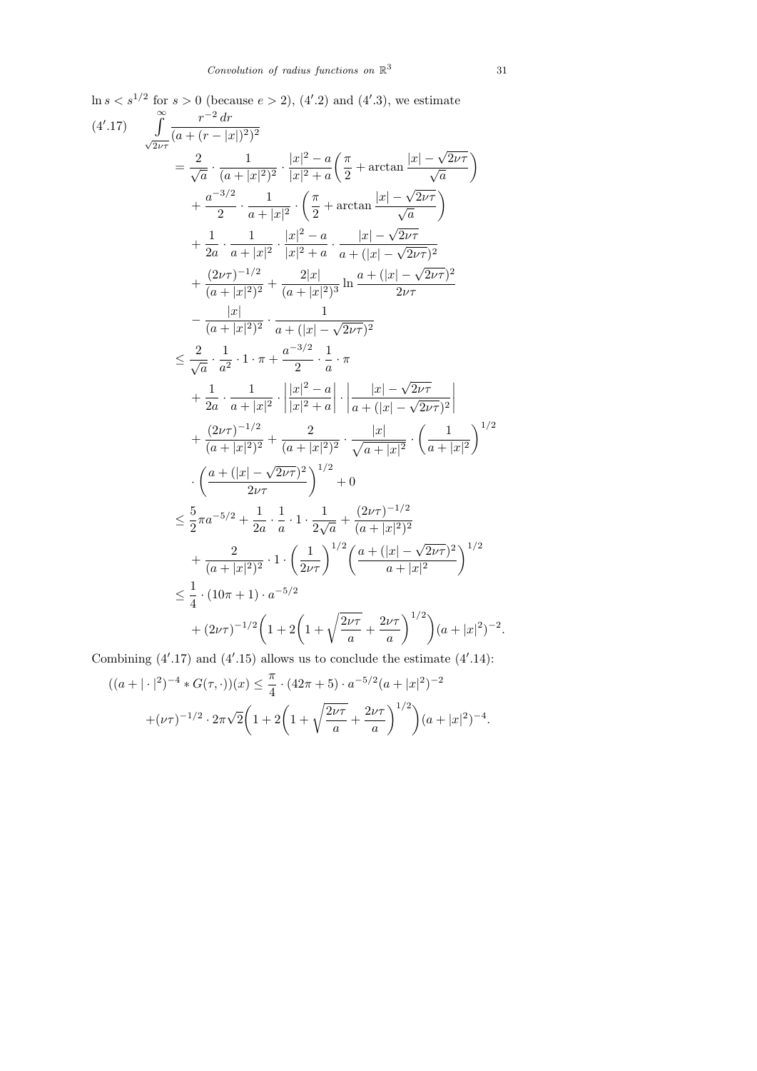$\ln s < s^{1/2}$ for $s > 0$ (because $e > 2$), (4′.2) and (4′.3), we estimate

$$
\begin{aligned}
(4'.17)\qquad \int_{\sqrt{2\nu\tau}}^{\infty} \frac{r^{-2}\,dr}{(a+(r-|x|)^2)^2}
&= \frac{2}{\sqrt{a}} \cdot \frac{1}{(a+|x|^2)^2} \cdot \frac{|x|^2-a}{|x|^2+a}\left(\frac{\pi}{2} + \arctan\frac{|x|-\sqrt{2\nu\tau}}{\sqrt{a}}\right) \\
&\quad + \frac{a^{-3/2}}{2} \cdot \frac{1}{a+|x|^2} \cdot \left(\frac{\pi}{2} + \arctan\frac{|x|-\sqrt{2\nu\tau}}{\sqrt{a}}\right) \\
&\quad + \frac{1}{2a} \cdot \frac{1}{a+|x|^2} \cdot \frac{|x|^2-a}{|x|^2+a} \cdot \frac{|x|-\sqrt{2\nu\tau}}{a+(|x|-\sqrt{2\nu\tau})^2} \\
&\quad + \frac{(2\nu\tau)^{-1/2}}{(a+|x|^2)^2} + \frac{2|x|}{(a+|x|^2)^3} \ln\frac{a+(|x|-\sqrt{2\nu\tau})^2}{2\nu\tau} \\
&\quad - \frac{|x|}{(a+|x|^2)^2} \cdot \frac{1}{a+(|x|-\sqrt{2\nu\tau})^2} \\
&\le \frac{2}{\sqrt{a}} \cdot \frac{1}{a^2} \cdot 1 \cdot \pi + \frac{a^{-3/2}}{2} \cdot \frac{1}{a} \cdot \pi \\
&\quad + \frac{1}{2a} \cdot \frac{1}{a+|x|^2} \cdot \left|\frac{|x|^2-a}{|x|^2+a}\right| \cdot \left|\frac{|x|-\sqrt{2\nu\tau}}{a+(|x|-\sqrt{2\nu\tau})^2}\right| \\
&\quad + \frac{(2\nu\tau)^{-1/2}}{(a+|x|^2)^2} + \frac{2}{(a+|x|^2)^2} \cdot \frac{|x|}{\sqrt{a+|x|^2}} \cdot \left(\frac{1}{a+|x|^2}\right)^{1/2} \\
&\quad \cdot \left(\frac{a+(|x|-\sqrt{2\nu\tau})^2}{2\nu\tau}\right)^{1/2} + 0 \\
&\le \frac{5}{2}\pi a^{-5/2} + \frac{1}{2a} \cdot \frac{1}{a} \cdot 1 \cdot \frac{1}{2\sqrt{a}} + \frac{(2\nu\tau)^{-1/2}}{(a+|x|^2)^2} \\
&\quad + \frac{2}{(a+|x|^2)^2} \cdot 1 \cdot \left(\frac{1}{2\nu\tau}\right)^{1/2} \left(\frac{a+(|x|-\sqrt{2\nu\tau})^2}{a+|x|^2}\right)^{1/2} \\
&\le \frac{1}{4} \cdot (10\pi+1) \cdot a^{-5/2} \\
&\quad + (2\nu\tau)^{-1/2}\left(1 + 2\left(1 + \sqrt{\frac{2\nu\tau}{a}} + \frac{2\nu\tau}{a}\right)^{1/2}\right)(a+|x|^2)^{-2}.
\end{aligned}
$$

Combining (4′.17) and (4′.15) allows us to conclude the estimate (4′.14):

$$
\begin{aligned}
((a+|\cdot|^2)^{-4} * G(\tau,\cdot))(x) &\le \frac{\pi}{4} \cdot (42\pi+5) \cdot a^{-5/2}(a+|x|^2)^{-2} \\
&+ (\nu\tau)^{-1/2} \cdot 2\pi\sqrt{2}\left(1 + 2\left(1 + \sqrt{\frac{2\nu\tau}{a}} + \frac{2\nu\tau}{a}\right)^{1/2}\right)(a+|x|^2)^{-4}.
\end{aligned}
$$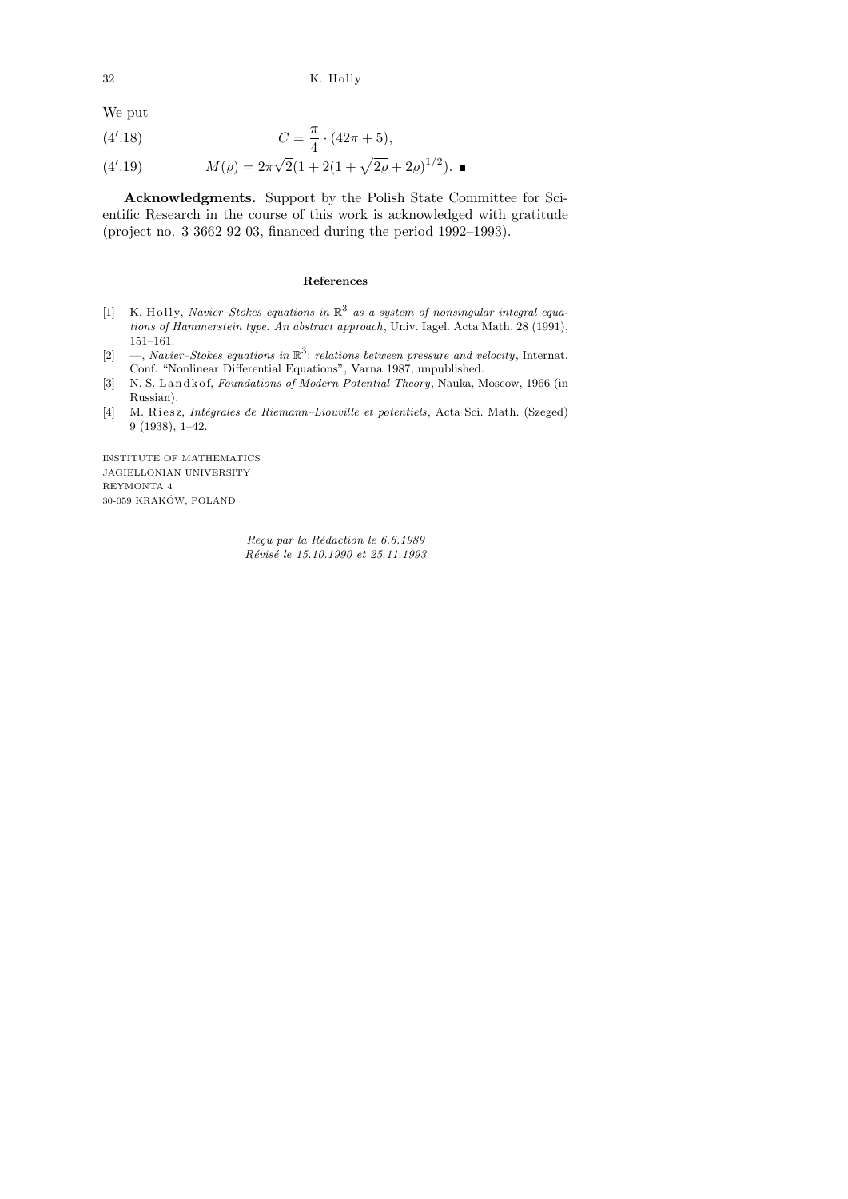We put

$$C = \frac{\pi}{4} \cdot (42\pi + 5), \tag{4'.18}$$

$$M(\varrho) = 2\pi\sqrt{2}(1 + 2(1 + \sqrt{2\varrho} + 2\varrho)^{1/2}). \quad \blacksquare \tag{4'.19}$$

**Acknowledgments.** Support by the Polish State Committee for Scientific Research in the course of this work is acknowledged with gratitude (project no. 3 3662 92 03, financed during the period 1992–1993).

### References

[1] K. Holly, *Navier–Stokes equations in $\mathbb{R}^3$ as a system of nonsingular integral equations of Hammerstein type. An abstract approach*, Univ. Iagel. Acta Math. 28 (1991), 151–161.

[2] —, *Navier–Stokes equations in $\mathbb{R}^3$: relations between pressure and velocity*, Internat. Conf. "Nonlinear Differential Equations", Varna 1987, unpublished.

[3] N. S. Landkof, *Foundations of Modern Potential Theory*, Nauka, Moscow, 1966 (in Russian).

[4] M. Riesz, *Intégrales de Riemann–Liouville et potentiels*, Acta Sci. Math. (Szeged) 9 (1938), 1–42.

INSTITUTE OF MATHEMATICS
JAGIELLONIAN UNIVERSITY
REYMONTA 4
30-059 KRAKÓW, POLAND

*Reçu par la Rédaction le 6.6.1989*
*Révisé le 15.10.1990 et 25.11.1993*